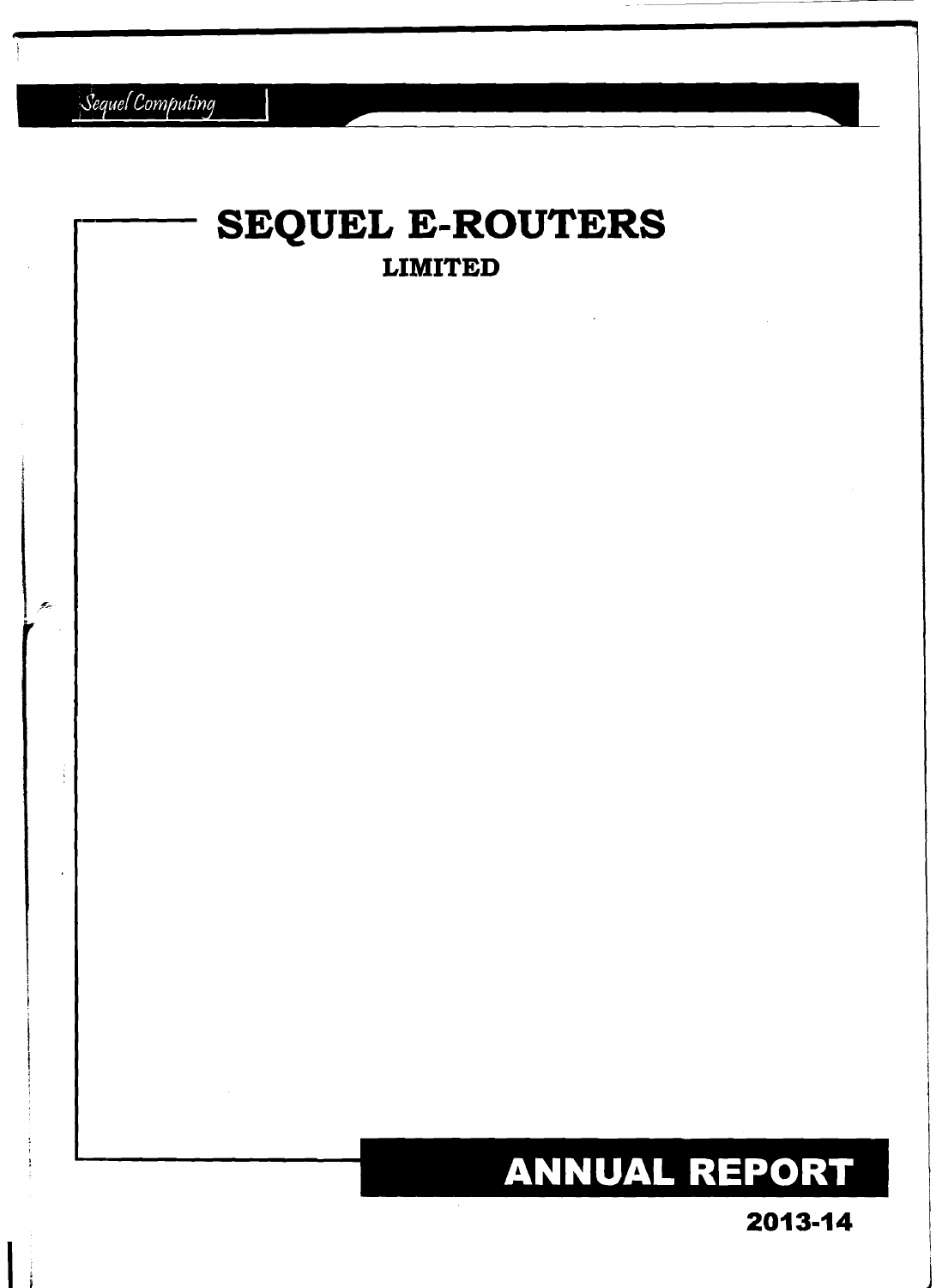Sequel Computing

# SEQUEL E-ROUTERS

## LIMITED

# ANNUAL REPORT

## 2013-14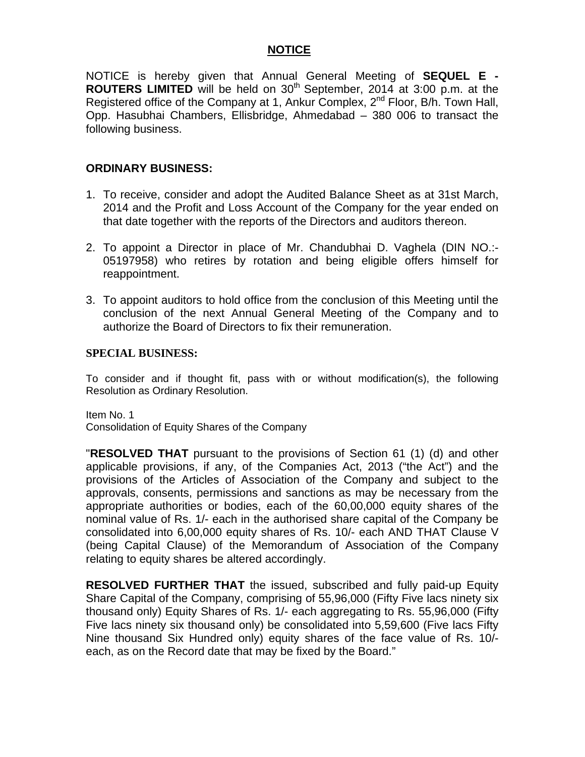# NOTICE

NOTICE is hereby given that Annual General Meeting of **SEQUEL E - ROUTERS LIMITED** will be held on 30th September, 2014 at 3:00 p.m. at the Registered office of the Company at 1, Ankur Complex, 2nd Floor, B/h. Town Hall, Opp. Hasubhai Chambers, Ellisbridge, Ahmedabad – 380 006 to transact the following business.

## ORDINARY BUSINESS:

1. To receive, consider and adopt the Audited Balance Sheet as at 31st March, 2014 and the Profit and Loss Account of the Company for the year ended on that date together with the reports of the Directors and auditors thereon.

2. To appoint a Director in place of Mr. Chandubhai D. Vaghela (DIN NO.:- 05197958) who retires by rotation and being eligible offers himself for reappointment.

3. To appoint auditors to hold office from the conclusion of this Meeting until the conclusion of the next Annual General Meeting of the Company and to authorize the Board of Directors to fix their remuneration.

## SPECIAL BUSINESS:

To consider and if thought fit, pass with or without modification(s), the following Resolution as Ordinary Resolution.

Item No. 1
Consolidation of Equity Shares of the Company

"**RESOLVED THAT** pursuant to the provisions of Section 61 (1) (d) and other applicable provisions, if any, of the Companies Act, 2013 ("the Act") and the provisions of the Articles of Association of the Company and subject to the approvals, consents, permissions and sanctions as may be necessary from the appropriate authorities or bodies, each of the 60,00,000 equity shares of the nominal value of Rs. 1/- each in the authorised share capital of the Company be consolidated into 6,00,000 equity shares of Rs. 10/- each AND THAT Clause V (being Capital Clause) of the Memorandum of Association of the Company relating to equity shares be altered accordingly.

**RESOLVED FURTHER THAT** the issued, subscribed and fully paid-up Equity Share Capital of the Company, comprising of 55,96,000 (Fifty Five lacs ninety six thousand only) Equity Shares of Rs. 1/- each aggregating to Rs. 55,96,000 (Fifty Five lacs ninety six thousand only) be consolidated into 5,59,600 (Five lacs Fifty Nine thousand Six Hundred only) equity shares of the face value of Rs. 10/- each, as on the Record date that may be fixed by the Board."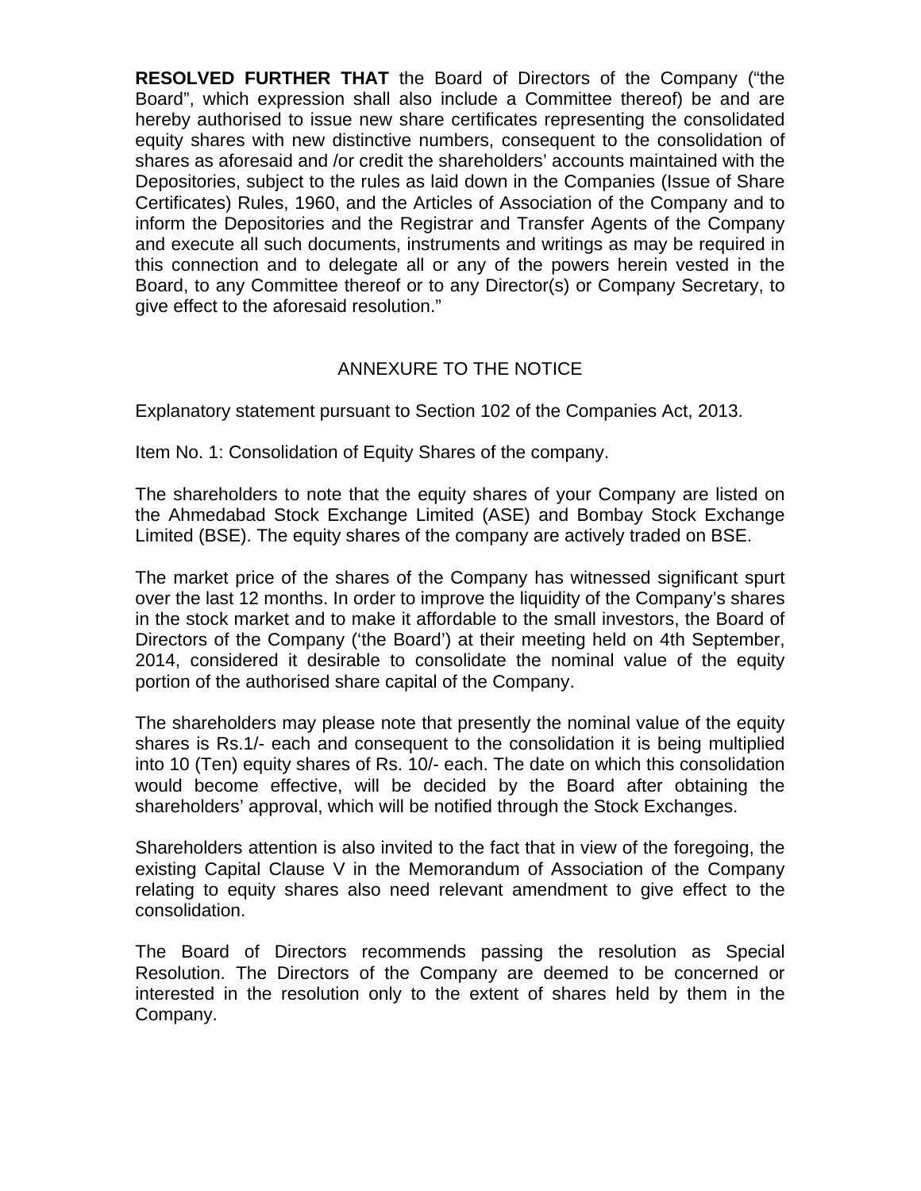**RESOLVED FURTHER THAT** the Board of Directors of the Company ("the Board", which expression shall also include a Committee thereof) be and are hereby authorised to issue new share certificates representing the consolidated equity shares with new distinctive numbers, consequent to the consolidation of shares as aforesaid and /or credit the shareholders' accounts maintained with the Depositories, subject to the rules as laid down in the Companies (Issue of Share Certificates) Rules, 1960, and the Articles of Association of the Company and to inform the Depositories and the Registrar and Transfer Agents of the Company and execute all such documents, instruments and writings as may be required in this connection and to delegate all or any of the powers herein vested in the Board, to any Committee thereof or to any Director(s) or Company Secretary, to give effect to the aforesaid resolution."

## ANNEXURE TO THE NOTICE

Explanatory statement pursuant to Section 102 of the Companies Act, 2013.

Item No. 1: Consolidation of Equity Shares of the company.

The shareholders to note that the equity shares of your Company are listed on the Ahmedabad Stock Exchange Limited (ASE) and Bombay Stock Exchange Limited (BSE). The equity shares of the company are actively traded on BSE.

The market price of the shares of the Company has witnessed significant spurt over the last 12 months. In order to improve the liquidity of the Company's shares in the stock market and to make it affordable to the small investors, the Board of Directors of the Company ('the Board') at their meeting held on 4th September, 2014, considered it desirable to consolidate the nominal value of the equity portion of the authorised share capital of the Company.

The shareholders may please note that presently the nominal value of the equity shares is Rs.1/- each and consequent to the consolidation it is being multiplied into 10 (Ten) equity shares of Rs. 10/- each. The date on which this consolidation would become effective, will be decided by the Board after obtaining the shareholders' approval, which will be notified through the Stock Exchanges.

Shareholders attention is also invited to the fact that in view of the foregoing, the existing Capital Clause V in the Memorandum of Association of the Company relating to equity shares also need relevant amendment to give effect to the consolidation.

The Board of Directors recommends passing the resolution as Special Resolution. The Directors of the Company are deemed to be concerned or interested in the resolution only to the extent of shares held by them in the Company.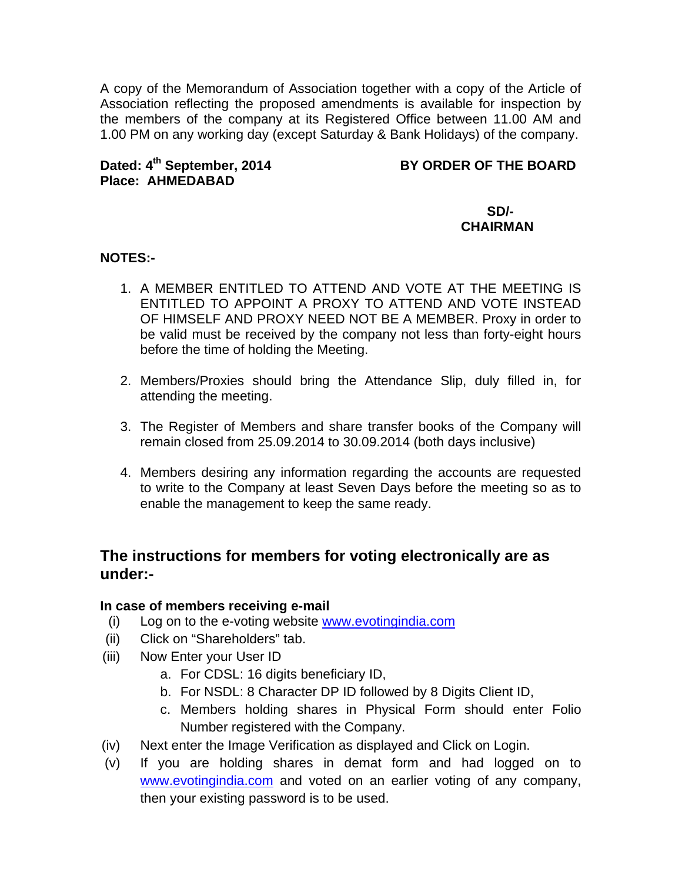A copy of the Memorandum of Association together with a copy of the Article of Association reflecting the proposed amendments is available for inspection by the members of the company at its Registered Office between 11.00 AM and 1.00 PM on any working day (except Saturday & Bank Holidays) of the company.

**Dated: 4th September, 2014** **BY ORDER OF THE BOARD**
**Place: AHMEDABAD**

**SD/-**
**CHAIRMAN**

**NOTES:-**

1. A MEMBER ENTITLED TO ATTEND AND VOTE AT THE MEETING IS ENTITLED TO APPOINT A PROXY TO ATTEND AND VOTE INSTEAD OF HIMSELF AND PROXY NEED NOT BE A MEMBER. Proxy in order to be valid must be received by the company not less than forty-eight hours before the time of holding the Meeting.

2. Members/Proxies should bring the Attendance Slip, duly filled in, for attending the meeting.

3. The Register of Members and share transfer books of the Company will remain closed from 25.09.2014 to 30.09.2014 (both days inclusive)

4. Members desiring any information regarding the accounts are requested to write to the Company at least Seven Days before the meeting so as to enable the management to keep the same ready.

## The instructions for members for voting electronically are as under:-

**In case of members receiving e-mail**

(i) Log on to the e-voting website www.evotingindia.com

(ii) Click on "Shareholders" tab.

(iii) Now Enter your User ID

   a. For CDSL: 16 digits beneficiary ID,
   b. For NSDL: 8 Character DP ID followed by 8 Digits Client ID,
   c. Members holding shares in Physical Form should enter Folio Number registered with the Company.

(iv) Next enter the Image Verification as displayed and Click on Login.

(v) If you are holding shares in demat form and had logged on to www.evotingindia.com and voted on an earlier voting of any company, then your existing password is to be used.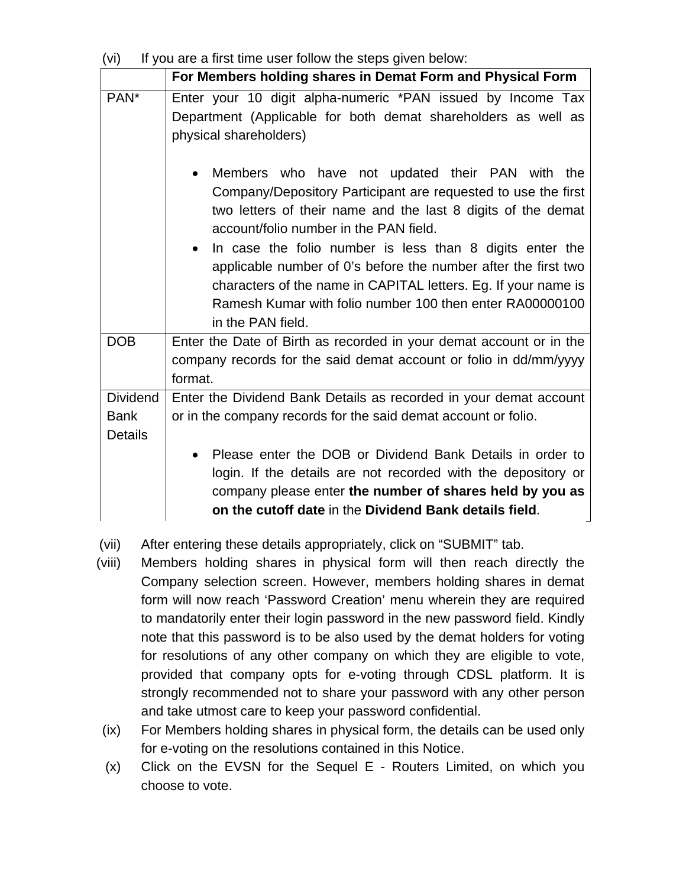(vi) If you are a first time user follow the steps given below:

| | **For Members holding shares in Demat Form and Physical Form** |
|---|---|
| PAN* | Enter your 10 digit alpha-numeric *PAN issued by Income Tax Department (Applicable for both demat shareholders as well as physical shareholders)<br><br>• Members who have not updated their PAN with the Company/Depository Participant are requested to use the first two letters of their name and the last 8 digits of the demat account/folio number in the PAN field.<br>• In case the folio number is less than 8 digits enter the applicable number of 0's before the number after the first two characters of the name in CAPITAL letters. Eg. If your name is Ramesh Kumar with folio number 100 then enter RA00000100 in the PAN field. |
| DOB | Enter the Date of Birth as recorded in your demat account or in the company records for the said demat account or folio in dd/mm/yyyy format. |
| Dividend Bank Details | Enter the Dividend Bank Details as recorded in your demat account or in the company records for the said demat account or folio.<br><br>• Please enter the DOB or Dividend Bank Details in order to login. If the details are not recorded with the depository or company please enter **the number of shares held by you as on the cutoff date** in the **Dividend Bank details field**. |

(vii) After entering these details appropriately, click on "SUBMIT" tab.

(viii) Members holding shares in physical form will then reach directly the Company selection screen. However, members holding shares in demat form will now reach 'Password Creation' menu wherein they are required to mandatorily enter their login password in the new password field. Kindly note that this password is to be also used by the demat holders for voting for resolutions of any other company on which they are eligible to vote, provided that company opts for e-voting through CDSL platform. It is strongly recommended not to share your password with any other person and take utmost care to keep your password confidential.

(ix) For Members holding shares in physical form, the details can be used only for e-voting on the resolutions contained in this Notice.

(x) Click on the EVSN for the Sequel E - Routers Limited, on which you choose to vote.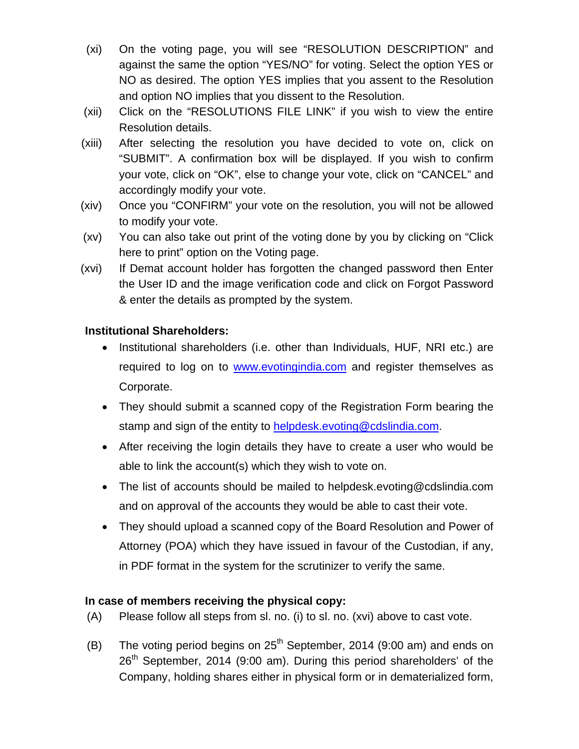(xi) On the voting page, you will see “RESOLUTION DESCRIPTION” and against the same the option “YES/NO” for voting. Select the option YES or NO as desired. The option YES implies that you assent to the Resolution and option NO implies that you dissent to the Resolution.

(xii) Click on the “RESOLUTIONS FILE LINK” if you wish to view the entire Resolution details.

(xiii) After selecting the resolution you have decided to vote on, click on “SUBMIT”. A confirmation box will be displayed. If you wish to confirm your vote, click on “OK”, else to change your vote, click on “CANCEL” and accordingly modify your vote.

(xiv) Once you “CONFIRM” your vote on the resolution, you will not be allowed to modify your vote.

(xv) You can also take out print of the voting done by you by clicking on “Click here to print” option on the Voting page.

(xvi) If Demat account holder has forgotten the changed password then Enter the User ID and the image verification code and click on Forgot Password & enter the details as prompted by the system.

**Institutional Shareholders:**

- Institutional shareholders (i.e. other than Individuals, HUF, NRI etc.) are required to log on to www.evotingindia.com and register themselves as Corporate.
- They should submit a scanned copy of the Registration Form bearing the stamp and sign of the entity to helpdesk.evoting@cdslindia.com.
- After receiving the login details they have to create a user who would be able to link the account(s) which they wish to vote on.
- The list of accounts should be mailed to helpdesk.evoting@cdslindia.com and on approval of the accounts they would be able to cast their vote.
- They should upload a scanned copy of the Board Resolution and Power of Attorney (POA) which they have issued in favour of the Custodian, if any, in PDF format in the system for the scrutinizer to verify the same.

**In case of members receiving the physical copy:**

(A) Please follow all steps from sl. no. (i) to sl. no. (xvi) above to cast vote.

(B) The voting period begins on 25th September, 2014 (9:00 am) and ends on 26th September, 2014 (9:00 am). During this period shareholders' of the Company, holding shares either in physical form or in dematerialized form,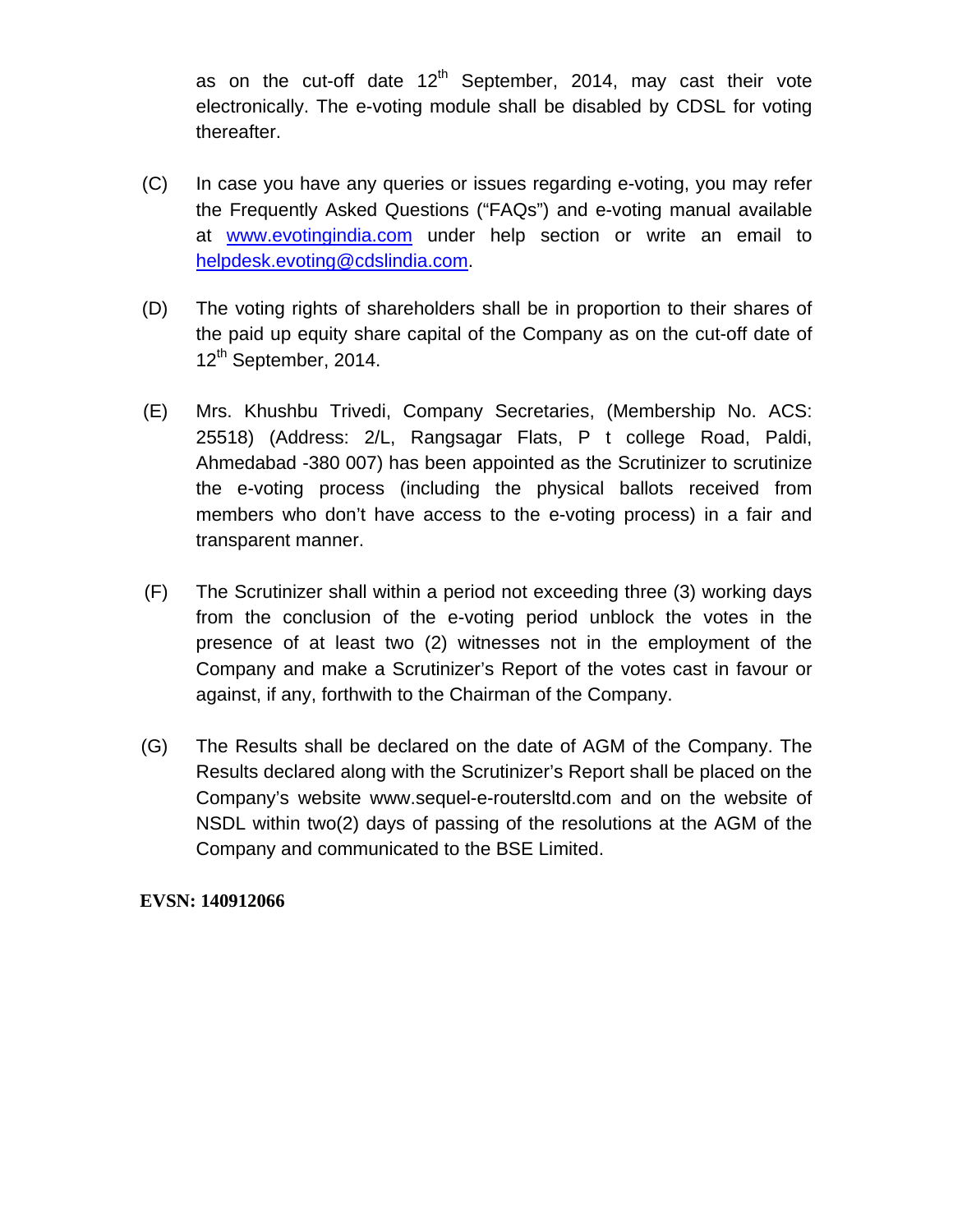as on the cut-off date 12th September, 2014, may cast their vote electronically. The e-voting module shall be disabled by CDSL for voting thereafter.

(C) In case you have any queries or issues regarding e-voting, you may refer the Frequently Asked Questions ("FAQs") and e-voting manual available at www.evotingindia.com under help section or write an email to helpdesk.evoting@cdslindia.com.

(D) The voting rights of shareholders shall be in proportion to their shares of the paid up equity share capital of the Company as on the cut-off date of 12th September, 2014.

(E) Mrs. Khushbu Trivedi, Company Secretaries, (Membership No. ACS: 25518) (Address: 2/L, Rangsagar Flats, P t college Road, Paldi, Ahmedabad -380 007) has been appointed as the Scrutinizer to scrutinize the e-voting process (including the physical ballots received from members who don't have access to the e-voting process) in a fair and transparent manner.

(F) The Scrutinizer shall within a period not exceeding three (3) working days from the conclusion of the e-voting period unblock the votes in the presence of at least two (2) witnesses not in the employment of the Company and make a Scrutinizer's Report of the votes cast in favour or against, if any, forthwith to the Chairman of the Company.

(G) The Results shall be declared on the date of AGM of the Company. The Results declared along with the Scrutinizer's Report shall be placed on the Company's website www.sequel-e-routersltd.com and on the website of NSDL within two(2) days of passing of the resolutions at the AGM of the Company and communicated to the BSE Limited.

**EVSN: 140912066**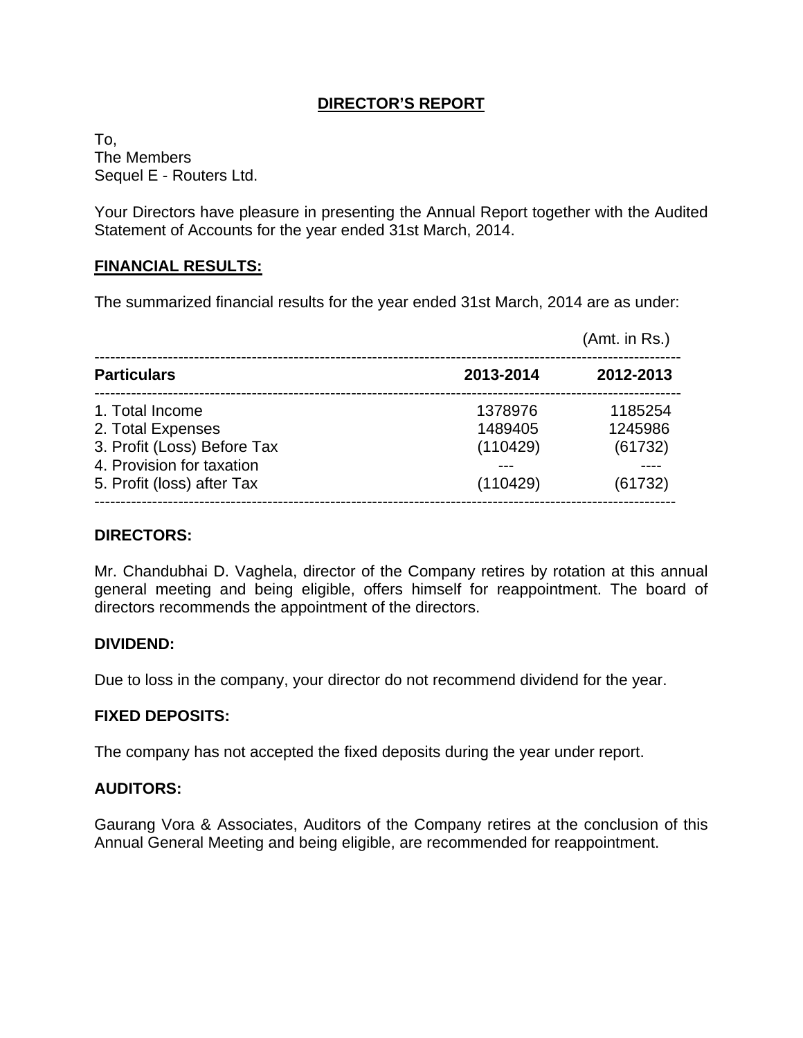# DIRECTOR'S REPORT

To,
The Members
Sequel E - Routers Ltd.

Your Directors have pleasure in presenting the Annual Report together with the Audited Statement of Accounts for the year ended 31st March, 2014.

## FINANCIAL RESULTS:

The summarized financial results for the year ended 31st March, 2014 are as under:

(Amt. in Rs.)

| Particulars | 2013-2014 | 2012-2013 |
|---|---|---|
| 1. Total Income | 1378976 | 1185254 |
| 2. Total Expenses | 1489405 | 1245986 |
| 3. Profit (Loss) Before Tax | (110429) | (61732) |
| 4. Provision for taxation | --- | ---- |
| 5. Profit (loss) after Tax | (110429) | (61732) |

**DIRECTORS:**

Mr. Chandubhai D. Vaghela, director of the Company retires by rotation at this annual general meeting and being eligible, offers himself for reappointment. The board of directors recommends the appointment of the directors.

**DIVIDEND:**

Due to loss in the company, your director do not recommend dividend for the year.

**FIXED DEPOSITS:**

The company has not accepted the fixed deposits during the year under report.

**AUDITORS:**

Gaurang Vora & Associates, Auditors of the Company retires at the conclusion of this Annual General Meeting and being eligible, are recommended for reappointment.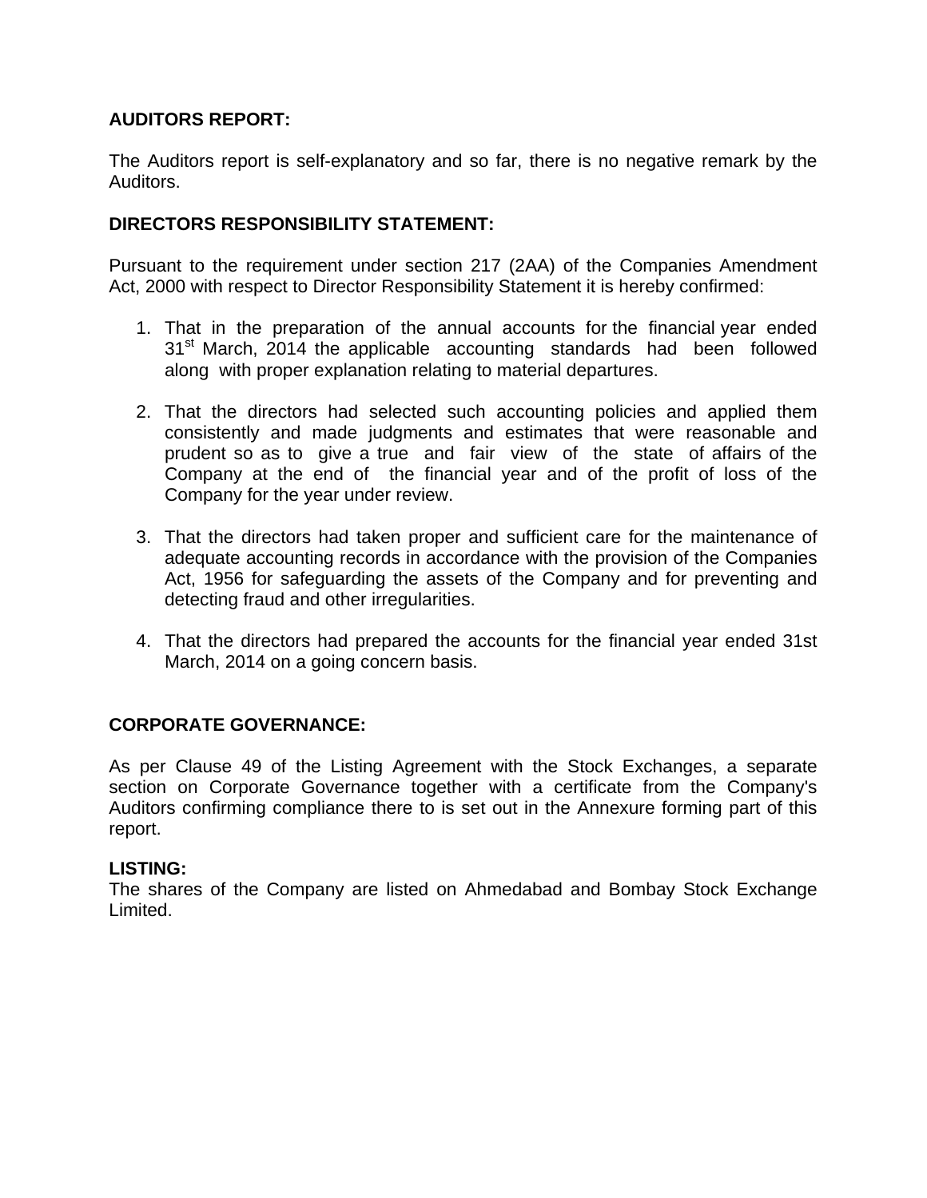**AUDITORS REPORT:**

The Auditors report is self-explanatory and so far, there is no negative remark by the Auditors.

**DIRECTORS RESPONSIBILITY STATEMENT:**

Pursuant to the requirement under section 217 (2AA) of the Companies Amendment Act, 2000 with respect to Director Responsibility Statement it is hereby confirmed:

1. That in the preparation of the annual accounts for the financial year ended 31st March, 2014 the applicable accounting standards had been followed along with proper explanation relating to material departures.

2. That the directors had selected such accounting policies and applied them consistently and made judgments and estimates that were reasonable and prudent so as to give a true and fair view of the state of affairs of the Company at the end of the financial year and of the profit of loss of the Company for the year under review.

3. That the directors had taken proper and sufficient care for the maintenance of adequate accounting records in accordance with the provision of the Companies Act, 1956 for safeguarding the assets of the Company and for preventing and detecting fraud and other irregularities.

4. That the directors had prepared the accounts for the financial year ended 31st March, 2014 on a going concern basis.

**CORPORATE GOVERNANCE:**

As per Clause 49 of the Listing Agreement with the Stock Exchanges, a separate section on Corporate Governance together with a certificate from the Company's Auditors confirming compliance there to is set out in the Annexure forming part of this report.

**LISTING:**

The shares of the Company are listed on Ahmedabad and Bombay Stock Exchange Limited.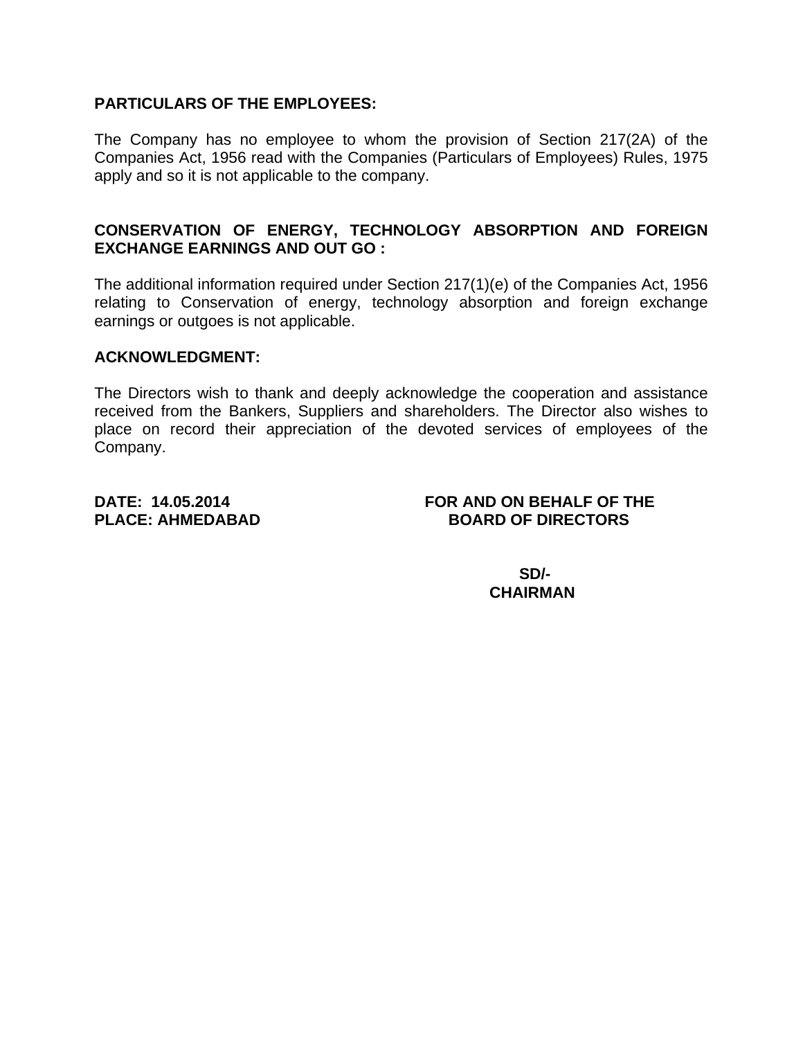**PARTICULARS OF THE EMPLOYEES:**

The Company has no employee to whom the provision of Section 217(2A) of the Companies Act, 1956 read with the Companies (Particulars of Employees) Rules, 1975 apply and so it is not applicable to the company.

**CONSERVATION OF ENERGY, TECHNOLOGY ABSORPTION AND FOREIGN EXCHANGE EARNINGS AND OUT GO :**

The additional information required under Section 217(1)(e) of the Companies Act, 1956 relating to Conservation of energy, technology absorption and foreign exchange earnings or outgoes is not applicable.

**ACKNOWLEDGMENT:**

The Directors wish to thank and deeply acknowledge the cooperation and assistance received from the Bankers, Suppliers and shareholders. The Director also wishes to place on record their appreciation of the devoted services of employees of the Company.

**DATE: 14.05.2014**
**PLACE: AHMEDABAD**

**FOR AND ON BEHALF OF THE BOARD OF DIRECTORS**

**SD/-**
**CHAIRMAN**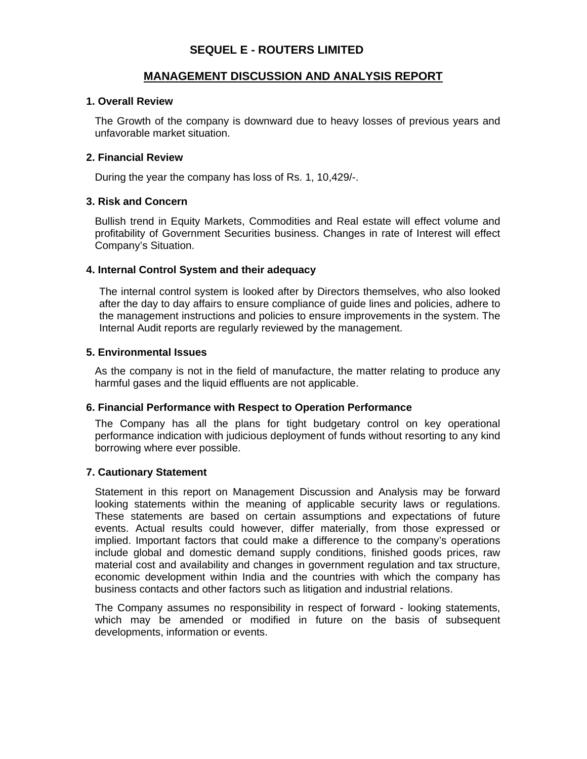# SEQUEL E - ROUTERS LIMITED

## MANAGEMENT DISCUSSION AND ANALYSIS REPORT

### 1. Overall Review

The Growth of the company is downward due to heavy losses of previous years and unfavorable market situation.

### 2. Financial Review

During the year the company has loss of Rs. 1, 10,429/-.

### 3. Risk and Concern

Bullish trend in Equity Markets, Commodities and Real estate will effect volume and profitability of Government Securities business. Changes in rate of Interest will effect Company's Situation.

### 4. Internal Control System and their adequacy

The internal control system is looked after by Directors themselves, who also looked after the day to day affairs to ensure compliance of guide lines and policies, adhere to the management instructions and policies to ensure improvements in the system. The Internal Audit reports are regularly reviewed by the management.

### 5. Environmental Issues

As the company is not in the field of manufacture, the matter relating to produce any harmful gases and the liquid effluents are not applicable.

### 6. Financial Performance with Respect to Operation Performance

The Company has all the plans for tight budgetary control on key operational performance indication with judicious deployment of funds without resorting to any kind borrowing where ever possible.

### 7. Cautionary Statement

Statement in this report on Management Discussion and Analysis may be forward looking statements within the meaning of applicable security laws or regulations. These statements are based on certain assumptions and expectations of future events. Actual results could however, differ materially, from those expressed or implied. Important factors that could make a difference to the company's operations include global and domestic demand supply conditions, finished goods prices, raw material cost and availability and changes in government regulation and tax structure, economic development within India and the countries with which the company has business contacts and other factors such as litigation and industrial relations.

The Company assumes no responsibility in respect of forward - looking statements, which may be amended or modified in future on the basis of subsequent developments, information or events.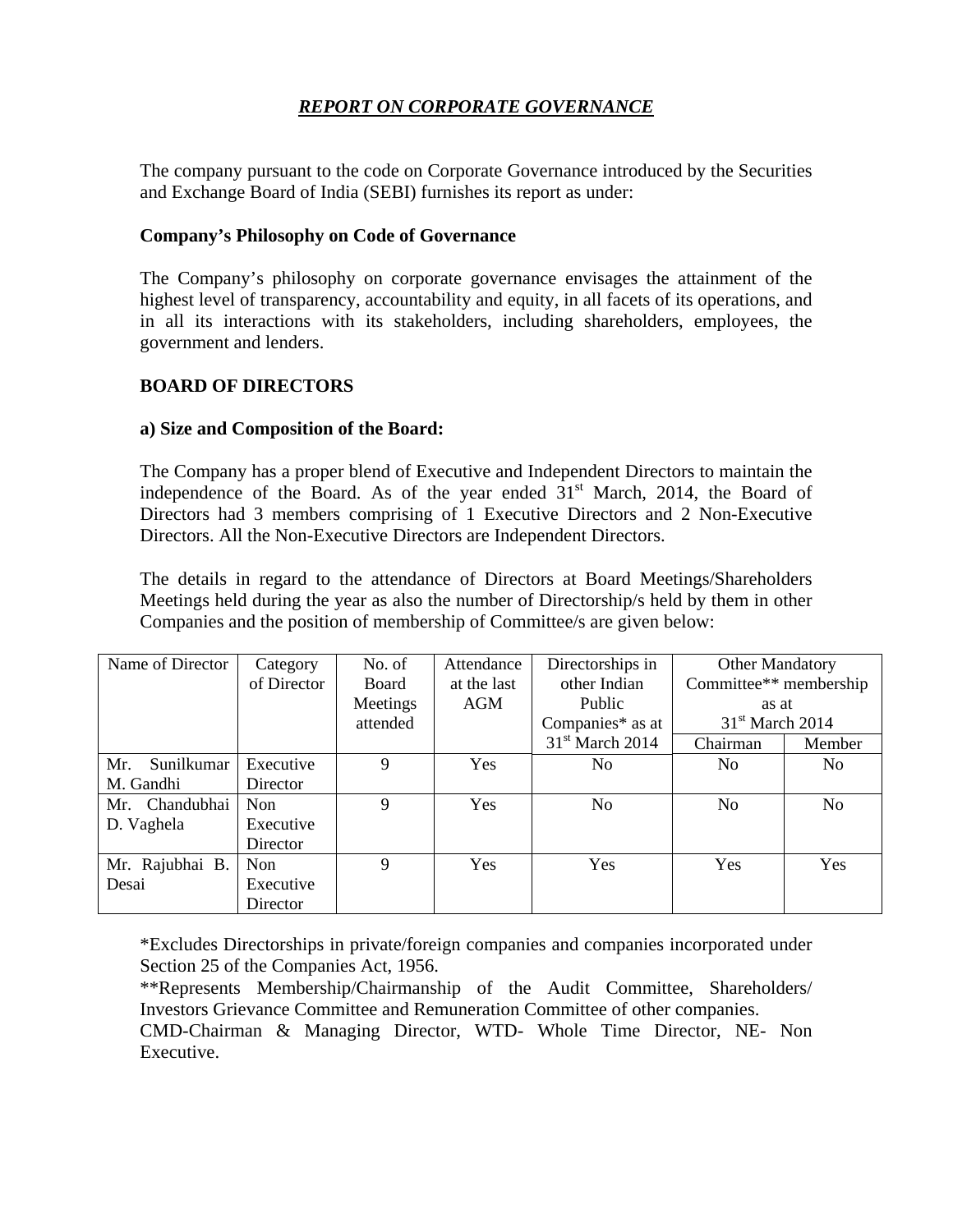# *REPORT ON CORPORATE GOVERNANCE*

The company pursuant to the code on Corporate Governance introduced by the Securities and Exchange Board of India (SEBI) furnishes its report as under:

**Company's Philosophy on Code of Governance**

The Company's philosophy on corporate governance envisages the attainment of the highest level of transparency, accountability and equity, in all facets of its operations, and in all its interactions with its stakeholders, including shareholders, employees, the government and lenders.

**BOARD OF DIRECTORS**

**a) Size and Composition of the Board:**

The Company has a proper blend of Executive and Independent Directors to maintain the independence of the Board. As of the year ended 31st March, 2014, the Board of Directors had 3 members comprising of 1 Executive Directors and 2 Non-Executive Directors. All the Non-Executive Directors are Independent Directors.

The details in regard to the attendance of Directors at Board Meetings/Shareholders Meetings held during the year as also the number of Directorship/s held by them in other Companies and the position of membership of Committee/s are given below:

| Name of Director | Category of Director | No. of Board Meetings attended | Attendance at the last AGM | Directorships in other Indian Public Companies* as at 31st March 2014 | Other Mandatory Committee** membership as at 31st March 2014 | |
|---|---|---|---|---|---|---|
| | | | | | Chairman | Member |
| Mr. Sunilkumar M. Gandhi | Executive Director | 9 | Yes | No | No | No |
| Mr. Chandubhai D. Vaghela | Non Executive Director | 9 | Yes | No | No | No |
| Mr. Rajubhai B. Desai | Non Executive Director | 9 | Yes | Yes | Yes | Yes |

*Excludes Directorships in private/foreign companies and companies incorporated under Section 25 of the Companies Act, 1956.

**Represents Membership/Chairmanship of the Audit Committee, Shareholders/ Investors Grievance Committee and Remuneration Committee of other companies.

CMD-Chairman & Managing Director, WTD- Whole Time Director, NE- Non Executive.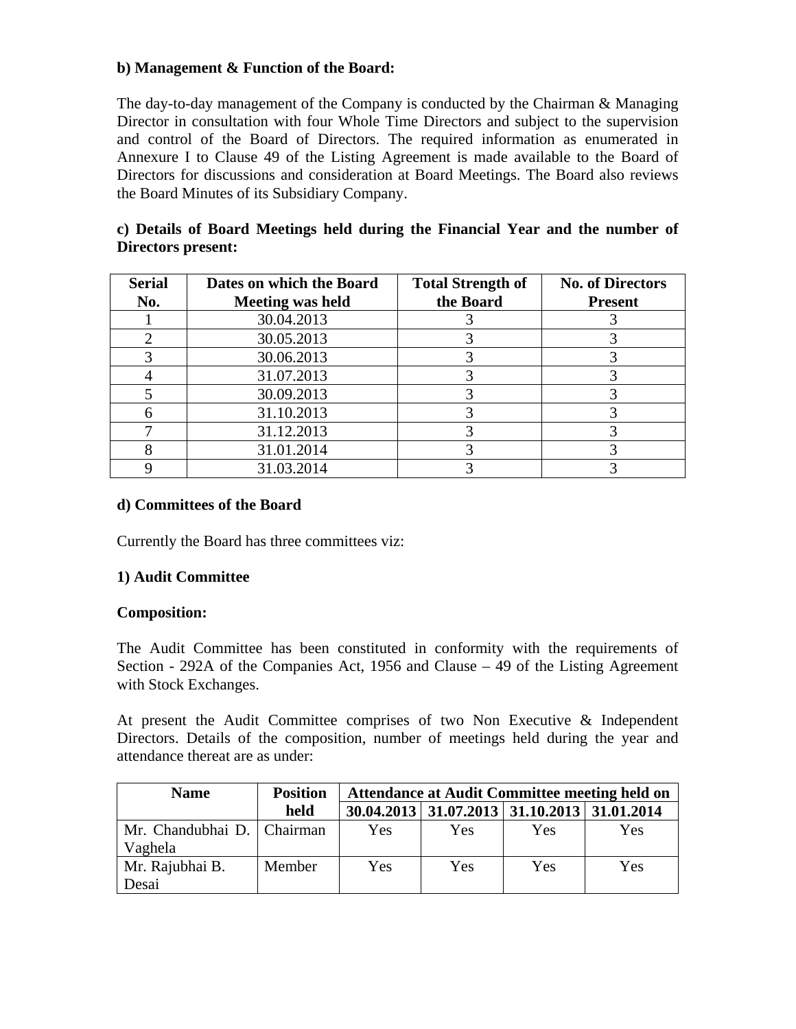**b) Management & Function of the Board:**

The day-to-day management of the Company is conducted by the Chairman & Managing Director in consultation with four Whole Time Directors and subject to the supervision and control of the Board of Directors. The required information as enumerated in Annexure I to Clause 49 of the Listing Agreement is made available to the Board of Directors for discussions and consideration at Board Meetings. The Board also reviews the Board Minutes of its Subsidiary Company.

**c) Details of Board Meetings held during the Financial Year and the number of Directors present:**

| Serial No. | Dates on which the Board Meeting was held | Total Strength of the Board | No. of Directors Present |
|---|---|---|---|
| 1 | 30.04.2013 | 3 | 3 |
| 2 | 30.05.2013 | 3 | 3 |
| 3 | 30.06.2013 | 3 | 3 |
| 4 | 31.07.2013 | 3 | 3 |
| 5 | 30.09.2013 | 3 | 3 |
| 6 | 31.10.2013 | 3 | 3 |
| 7 | 31.12.2013 | 3 | 3 |
| 8 | 31.01.2014 | 3 | 3 |
| 9 | 31.03.2014 | 3 | 3 |

**d) Committees of the Board**

Currently the Board has three committees viz:

**1) Audit Committee**

**Composition:**

The Audit Committee has been constituted in conformity with the requirements of Section - 292A of the Companies Act, 1956 and Clause – 49 of the Listing Agreement with Stock Exchanges.

At present the Audit Committee comprises of two Non Executive & Independent Directors. Details of the composition, number of meetings held during the year and attendance thereat are as under:

| Name | Position held | Attendance at Audit Committee meeting held on | | | |
|---|---|---|---|---|---|
| | | 30.04.2013 | 31.07.2013 | 31.10.2013 | 31.01.2014 |
| Mr. Chandubhai D. Vaghela | Chairman | Yes | Yes | Yes | Yes |
| Mr. Rajubhai B. Desai | Member | Yes | Yes | Yes | Yes |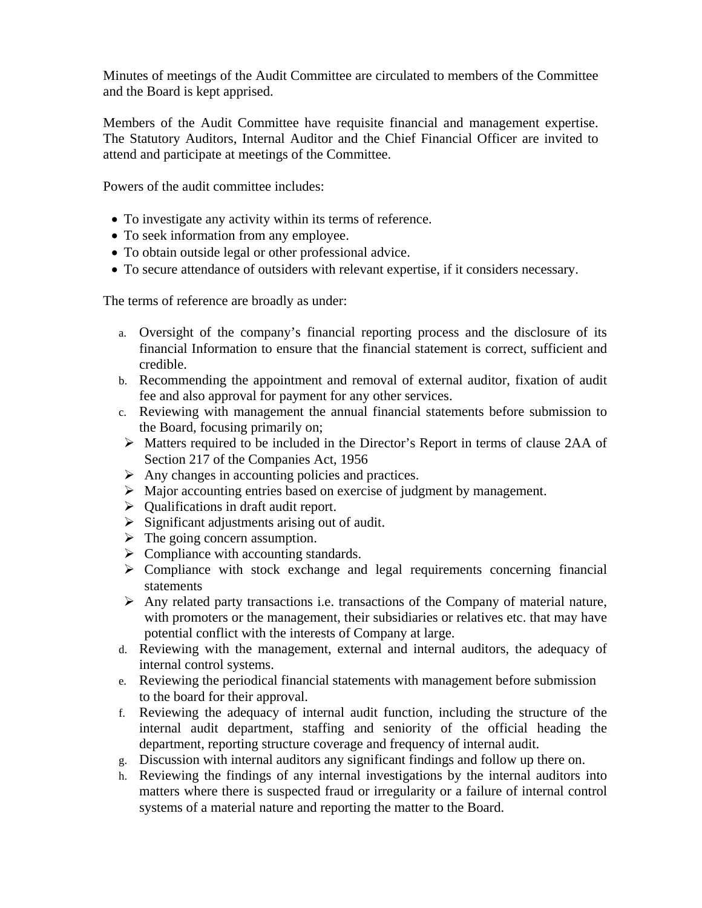Minutes of meetings of the Audit Committee are circulated to members of the Committee and the Board is kept apprised.

Members of the Audit Committee have requisite financial and management expertise. The Statutory Auditors, Internal Auditor and the Chief Financial Officer are invited to attend and participate at meetings of the Committee.

Powers of the audit committee includes:

- To investigate any activity within its terms of reference.
- To seek information from any employee.
- To obtain outside legal or other professional advice.
- To secure attendance of outsiders with relevant expertise, if it considers necessary.

The terms of reference are broadly as under:

a. Oversight of the company's financial reporting process and the disclosure of its financial Information to ensure that the financial statement is correct, sufficient and credible.
b. Recommending the appointment and removal of external auditor, fixation of audit fee and also approval for payment for any other services.
c. Reviewing with management the annual financial statements before submission to the Board, focusing primarily on;
   - Matters required to be included in the Director's Report in terms of clause 2AA of Section 217 of the Companies Act, 1956
   - Any changes in accounting policies and practices.
   - Major accounting entries based on exercise of judgment by management.
   - Qualifications in draft audit report.
   - Significant adjustments arising out of audit.
   - The going concern assumption.
   - Compliance with accounting standards.
   - Compliance with stock exchange and legal requirements concerning financial statements
   - Any related party transactions i.e. transactions of the Company of material nature, with promoters or the management, their subsidiaries or relatives etc. that may have potential conflict with the interests of Company at large.
d. Reviewing with the management, external and internal auditors, the adequacy of internal control systems.
e. Reviewing the periodical financial statements with management before submission to the board for their approval.
f. Reviewing the adequacy of internal audit function, including the structure of the internal audit department, staffing and seniority of the official heading the department, reporting structure coverage and frequency of internal audit.
g. Discussion with internal auditors any significant findings and follow up there on.
h. Reviewing the findings of any internal investigations by the internal auditors into matters where there is suspected fraud or irregularity or a failure of internal control systems of a material nature and reporting the matter to the Board.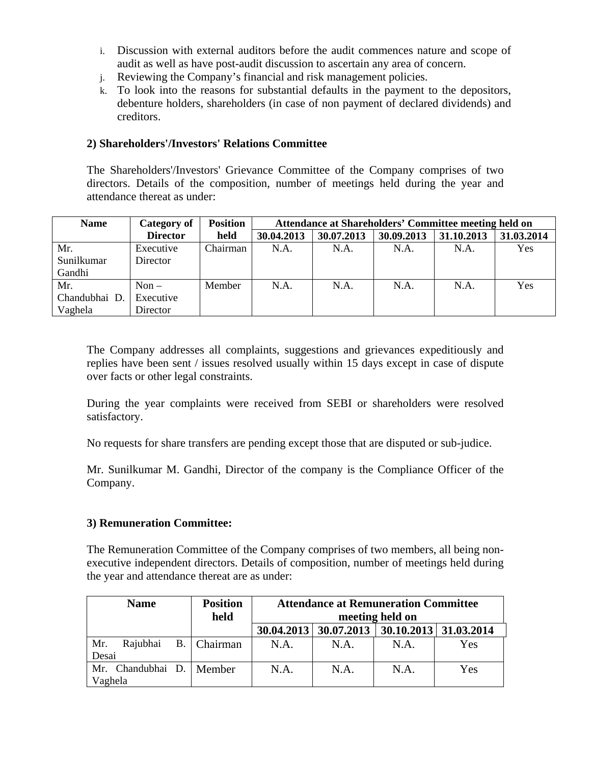i. Discussion with external auditors before the audit commences nature and scope of audit as well as have post-audit discussion to ascertain any area of concern.
j. Reviewing the Company's financial and risk management policies.
k. To look into the reasons for substantial defaults in the payment to the depositors, debenture holders, shareholders (in case of non payment of declared dividends) and creditors.

**2) Shareholders'/Investors' Relations Committee**

The Shareholders'/Investors' Grievance Committee of the Company comprises of two directors. Details of the composition, number of meetings held during the year and attendance thereat as under:

| Name | Category of Director | Position held | Attendance at Shareholders' Committee meeting held on | | | | |
|---|---|---|---|---|---|---|---|
| | | | 30.04.2013 | 30.07.2013 | 30.09.2013 | 31.10.2013 | 31.03.2014 |
| Mr. Sunilkumar Gandhi | Executive Director | Chairman | N.A. | N.A. | N.A. | N.A. | Yes |
| Mr. Chandubhai D. Vaghela | Non – Executive Director | Member | N.A. | N.A. | N.A. | N.A. | Yes |

The Company addresses all complaints, suggestions and grievances expeditiously and replies have been sent / issues resolved usually within 15 days except in case of dispute over facts or other legal constraints.

During the year complaints were received from SEBI or shareholders were resolved satisfactory.

No requests for share transfers are pending except those that are disputed or sub-judice.

Mr. Sunilkumar M. Gandhi, Director of the company is the Compliance Officer of the Company.

**3) Remuneration Committee:**

The Remuneration Committee of the Company comprises of two members, all being non-executive independent directors. Details of composition, number of meetings held during the year and attendance thereat are as under:

| Name | Position held | Attendance at Remuneration Committee meeting held on | | | |
|---|---|---|---|---|---|
| | | 30.04.2013 | 30.07.2013 | 30.10.2013 | 31.03.2014 |
| Mr. Rajubhai B. Desai | Chairman | N.A. | N.A. | N.A. | Yes |
| Mr. Chandubhai D. Vaghela | Member | N.A. | N.A. | N.A. | Yes |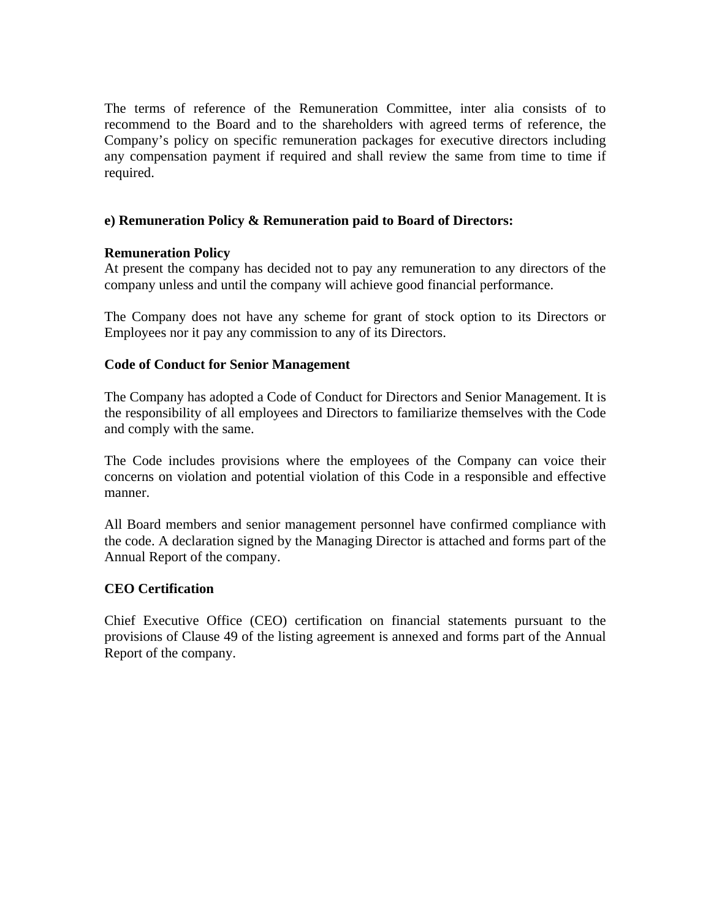The terms of reference of the Remuneration Committee, inter alia consists of to recommend to the Board and to the shareholders with agreed terms of reference, the Company's policy on specific remuneration packages for executive directors including any compensation payment if required and shall review the same from time to time if required.

**e) Remuneration Policy & Remuneration paid to Board of Directors:**

**Remuneration Policy**

At present the company has decided not to pay any remuneration to any directors of the company unless and until the company will achieve good financial performance.

The Company does not have any scheme for grant of stock option to its Directors or Employees nor it pay any commission to any of its Directors.

**Code of Conduct for Senior Management**

The Company has adopted a Code of Conduct for Directors and Senior Management. It is the responsibility of all employees and Directors to familiarize themselves with the Code and comply with the same.

The Code includes provisions where the employees of the Company can voice their concerns on violation and potential violation of this Code in a responsible and effective manner.

All Board members and senior management personnel have confirmed compliance with the code. A declaration signed by the Managing Director is attached and forms part of the Annual Report of the company.

**CEO Certification**

Chief Executive Office (CEO) certification on financial statements pursuant to the provisions of Clause 49 of the listing agreement is annexed and forms part of the Annual Report of the company.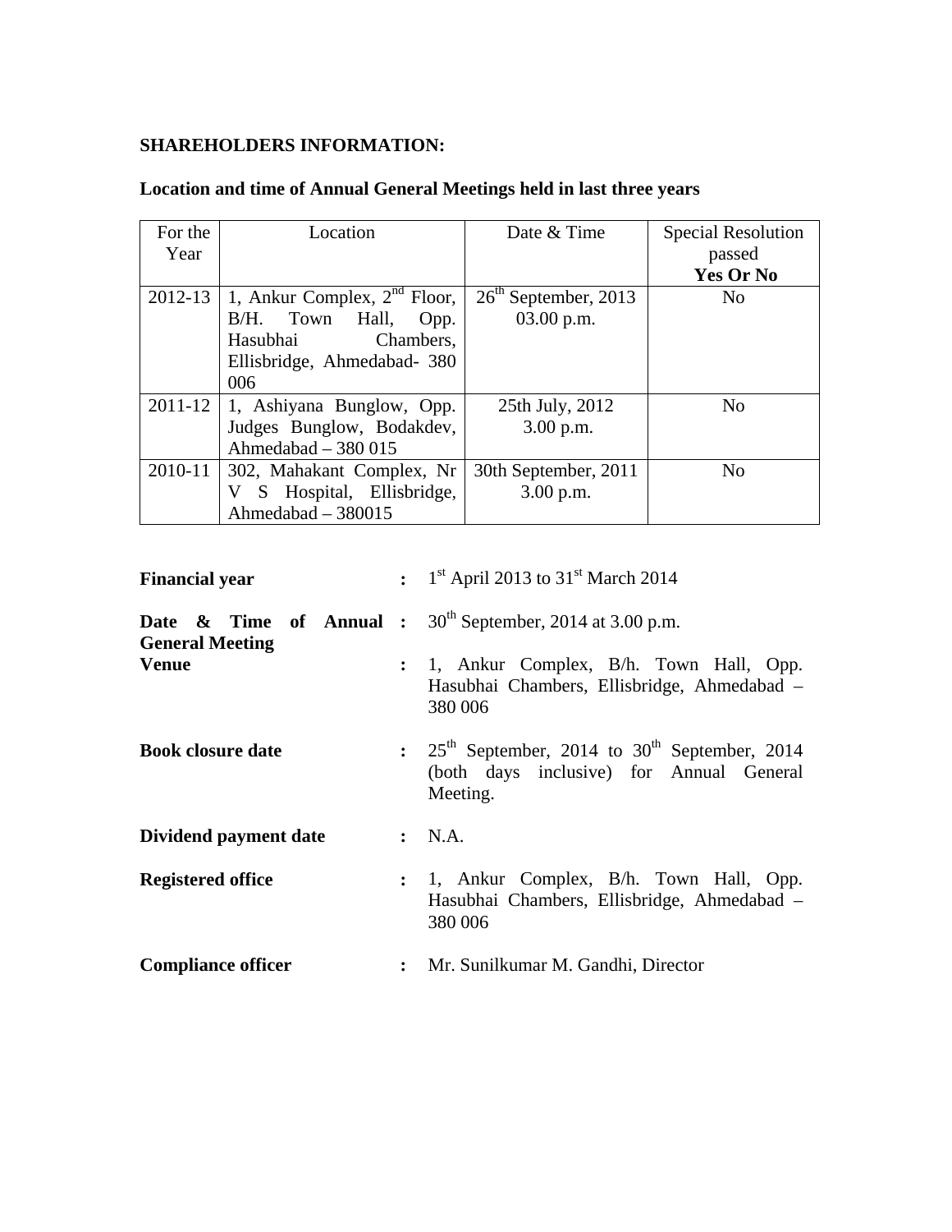**SHAREHOLDERS INFORMATION:**

**Location and time of Annual General Meetings held in last three years**

| For the Year | Location | Date & Time | Special Resolution passed **Yes Or No** |
|---|---|---|---|
| 2012-13 | 1, Ankur Complex, 2nd Floor, B/H. Town Hall, Opp. Hasubhai Chambers, Ellisbridge, Ahmedabad- 380 006 | 26th September, 2013 03.00 p.m. | No |
| 2011-12 | 1, Ashiyana Bunglow, Opp. Judges Bunglow, Bodakdev, Ahmedabad – 380 015 | 25th July, 2012 3.00 p.m. | No |
| 2010-11 | 302, Mahakant Complex, Nr V S Hospital, Ellisbridge, Ahmedabad – 380015 | 30th September, 2011 3.00 p.m. | No |

| | | |
|---|---|---|
| **Financial year** | : | 1st April 2013 to 31st March 2014 |
| **Date & Time of Annual General Meeting** | : | 30th September, 2014 at 3.00 p.m. |
| **Venue** | : | 1, Ankur Complex, B/h. Town Hall, Opp. Hasubhai Chambers, Ellisbridge, Ahmedabad – 380 006 |
| **Book closure date** | : | 25th September, 2014 to 30th September, 2014 (both days inclusive) for Annual General Meeting. |
| **Dividend payment date** | : | N.A. |
| **Registered office** | : | 1, Ankur Complex, B/h. Town Hall, Opp. Hasubhai Chambers, Ellisbridge, Ahmedabad – 380 006 |
| **Compliance officer** | : | Mr. Sunilkumar M. Gandhi, Director |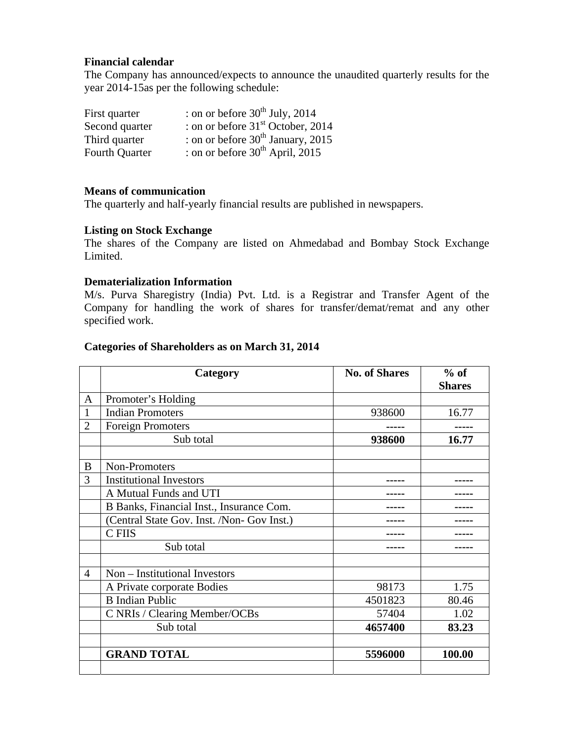**Financial calendar**

The Company has announced/expects to announce the unaudited quarterly results for the year 2014-15as per the following schedule:

First quarter : on or before 30th July, 2014
Second quarter : on or before 31st October, 2014
Third quarter : on or before 30th January, 2015
Fourth Quarter : on or before 30th April, 2015

**Means of communication**

The quarterly and half-yearly financial results are published in newspapers.

**Listing on Stock Exchange**

The shares of the Company are listed on Ahmedabad and Bombay Stock Exchange Limited.

**Dematerialization Information**

M/s. Purva Sharegistry (India) Pvt. Ltd. is a Registrar and Transfer Agent of the Company for handling the work of shares for transfer/demat/remat and any other specified work.

**Categories of Shareholders as on March 31, 2014**

| | Category | No. of Shares | % of Shares |
|---|---|---|---|
| A | Promoter's Holding | | |
| 1 | Indian Promoters | 938600 | 16.77 |
| 2 | Foreign Promoters | ----- | ----- |
| | Sub total | **938600** | **16.77** |
| | | | |
| B | Non-Promoters | | |
| 3 | Institutional Investors | ----- | ----- |
| | A Mutual Funds and UTI | ----- | ----- |
| | B Banks, Financial Inst., Insurance Com. | ----- | ----- |
| | (Central State Gov. Inst. /Non- Gov Inst.) | ----- | ----- |
| | C FIIS | ----- | ----- |
| | Sub total | ----- | ----- |
| | | | |
| 4 | Non – Institutional Investors | | |
| | A Private corporate Bodies | 98173 | 1.75 |
| | B Indian Public | 4501823 | 80.46 |
| | C NRIs / Clearing Member/OCBs | 57404 | 1.02 |
| | Sub total | **4657400** | **83.23** |
| | | | |
| | **GRAND TOTAL** | **5596000** | **100.00** |
| | | | |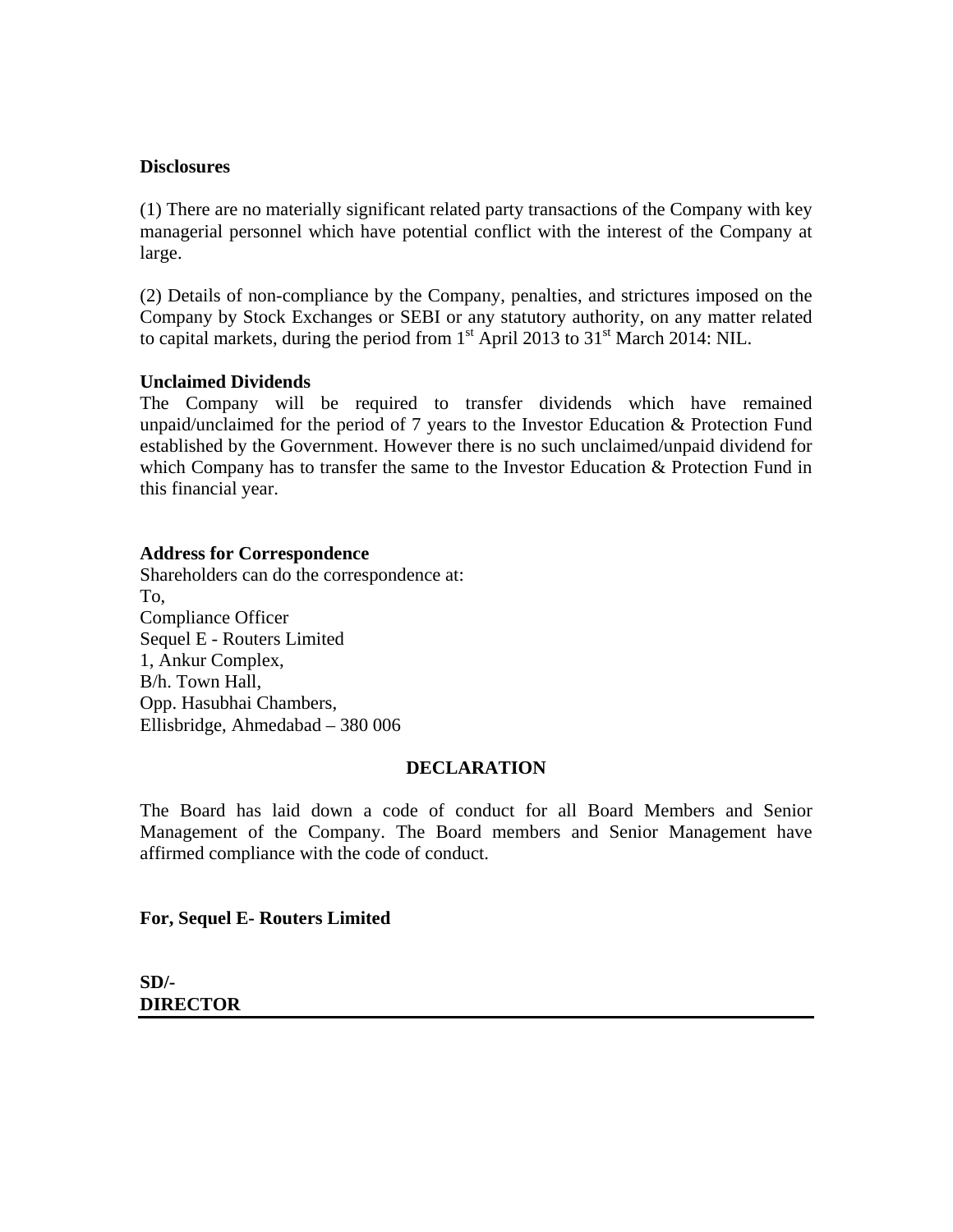**Disclosures**

(1) There are no materially significant related party transactions of the Company with key managerial personnel which have potential conflict with the interest of the Company at large.

(2) Details of non-compliance by the Company, penalties, and strictures imposed on the Company by Stock Exchanges or SEBI or any statutory authority, on any matter related to capital markets, during the period from 1st April 2013 to 31st March 2014: NIL.

**Unclaimed Dividends**

The Company will be required to transfer dividends which have remained unpaid/unclaimed for the period of 7 years to the Investor Education & Protection Fund established by the Government. However there is no such unclaimed/unpaid dividend for which Company has to transfer the same to the Investor Education & Protection Fund in this financial year.

**Address for Correspondence**

Shareholders can do the correspondence at:
To,
Compliance Officer
Sequel E - Routers Limited
1, Ankur Complex,
B/h. Town Hall,
Opp. Hasubhai Chambers,
Ellisbridge, Ahmedabad – 380 006

**DECLARATION**

The Board has laid down a code of conduct for all Board Members and Senior Management of the Company. The Board members and Senior Management have affirmed compliance with the code of conduct.

**For, Sequel E- Routers Limited**

**SD/-**
**DIRECTOR**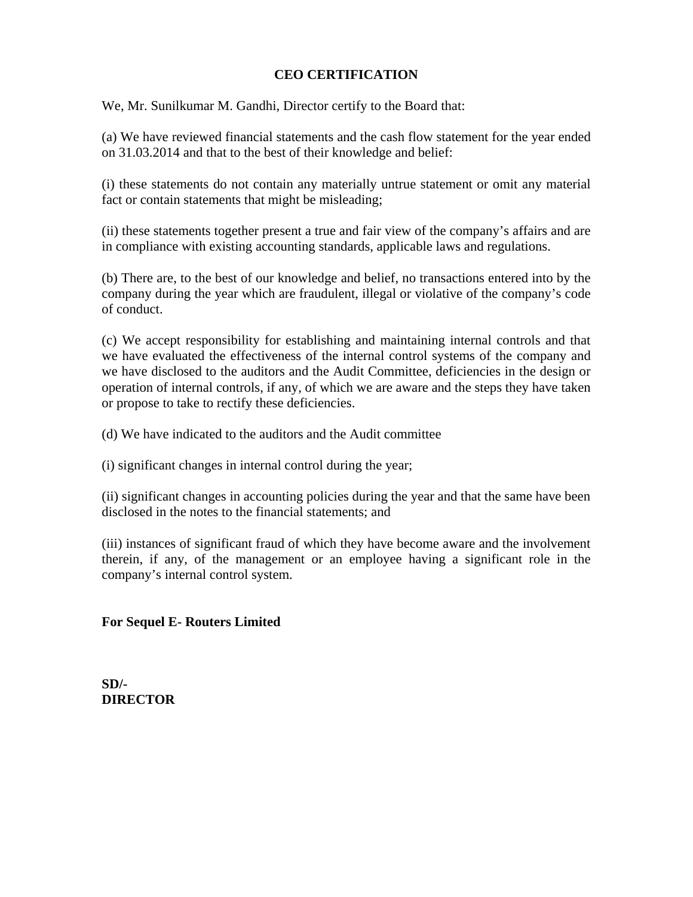## CEO CERTIFICATION

We, Mr. Sunilkumar M. Gandhi, Director certify to the Board that:

(a) We have reviewed financial statements and the cash flow statement for the year ended on 31.03.2014 and that to the best of their knowledge and belief:

(i) these statements do not contain any materially untrue statement or omit any material fact or contain statements that might be misleading;

(ii) these statements together present a true and fair view of the company's affairs and are in compliance with existing accounting standards, applicable laws and regulations.

(b) There are, to the best of our knowledge and belief, no transactions entered into by the company during the year which are fraudulent, illegal or violative of the company's code of conduct.

(c) We accept responsibility for establishing and maintaining internal controls and that we have evaluated the effectiveness of the internal control systems of the company and we have disclosed to the auditors and the Audit Committee, deficiencies in the design or operation of internal controls, if any, of which we are aware and the steps they have taken or propose to take to rectify these deficiencies.

(d) We have indicated to the auditors and the Audit committee

(i) significant changes in internal control during the year;

(ii) significant changes in accounting policies during the year and that the same have been disclosed in the notes to the financial statements; and

(iii) instances of significant fraud of which they have become aware and the involvement therein, if any, of the management or an employee having a significant role in the company's internal control system.

**For Sequel E- Routers Limited**

**SD/-**
**DIRECTOR**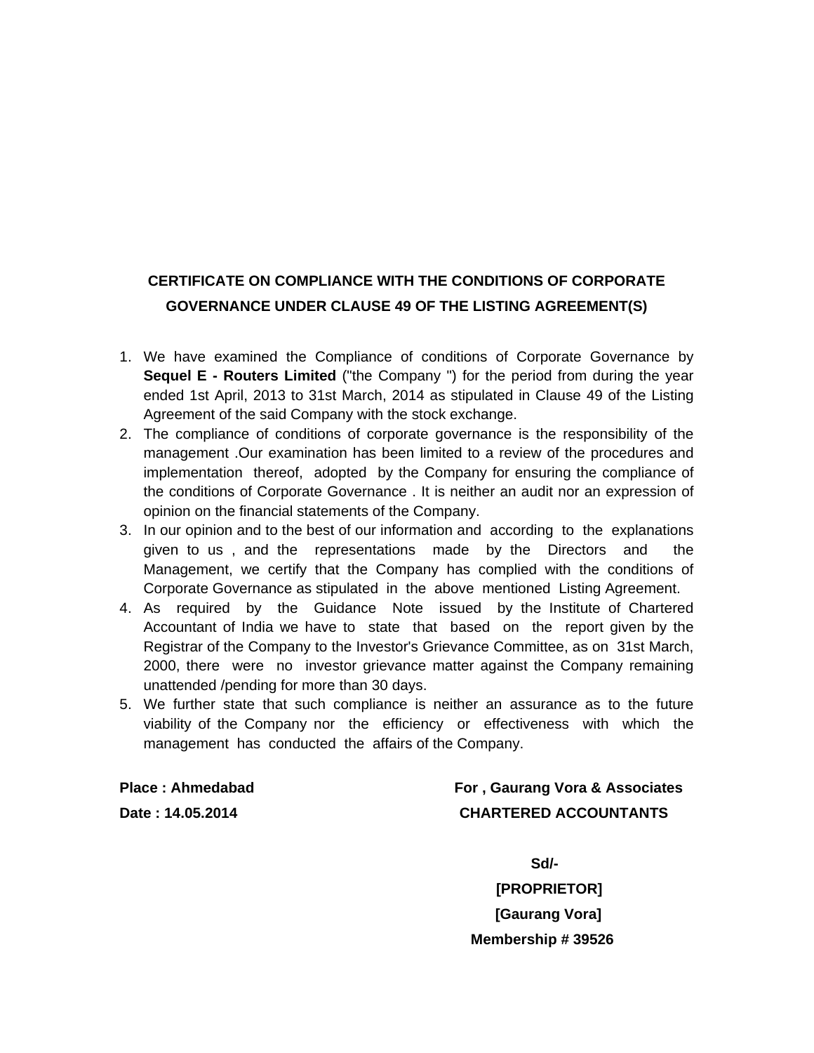## CERTIFICATE ON COMPLIANCE WITH THE CONDITIONS OF CORPORATE GOVERNANCE UNDER CLAUSE 49 OF THE LISTING AGREEMENT(S)

1. We have examined the Compliance of conditions of Corporate Governance by **Sequel E - Routers Limited** ("the Company ") for the period from during the year ended 1st April, 2013 to 31st March, 2014 as stipulated in Clause 49 of the Listing Agreement of the said Company with the stock exchange.
2. The compliance of conditions of corporate governance is the responsibility of the management .Our examination has been limited to a review of the procedures and implementation thereof, adopted by the Company for ensuring the compliance of the conditions of Corporate Governance . It is neither an audit nor an expression of opinion on the financial statements of the Company.
3. In our opinion and to the best of our information and according to the explanations given to us , and the representations made by the Directors and the Management, we certify that the Company has complied with the conditions of Corporate Governance as stipulated in the above mentioned Listing Agreement.
4. As required by the Guidance Note issued by the Institute of Chartered Accountant of India we have to state that based on the report given by the Registrar of the Company to the Investor's Grievance Committee, as on 31st March, 2000, there were no investor grievance matter against the Company remaining unattended /pending for more than 30 days.
5. We further state that such compliance is neither an assurance as to the future viability of the Company nor the efficiency or effectiveness with which the management has conducted the affairs of the Company.

**Place : Ahmedabad**
**Date : 14.05.2014**

**For , Gaurang Vora & Associates**
**CHARTERED ACCOUNTANTS**

**Sd/-**
**[PROPRIETOR]**
**[Gaurang Vora]**
**Membership # 39526**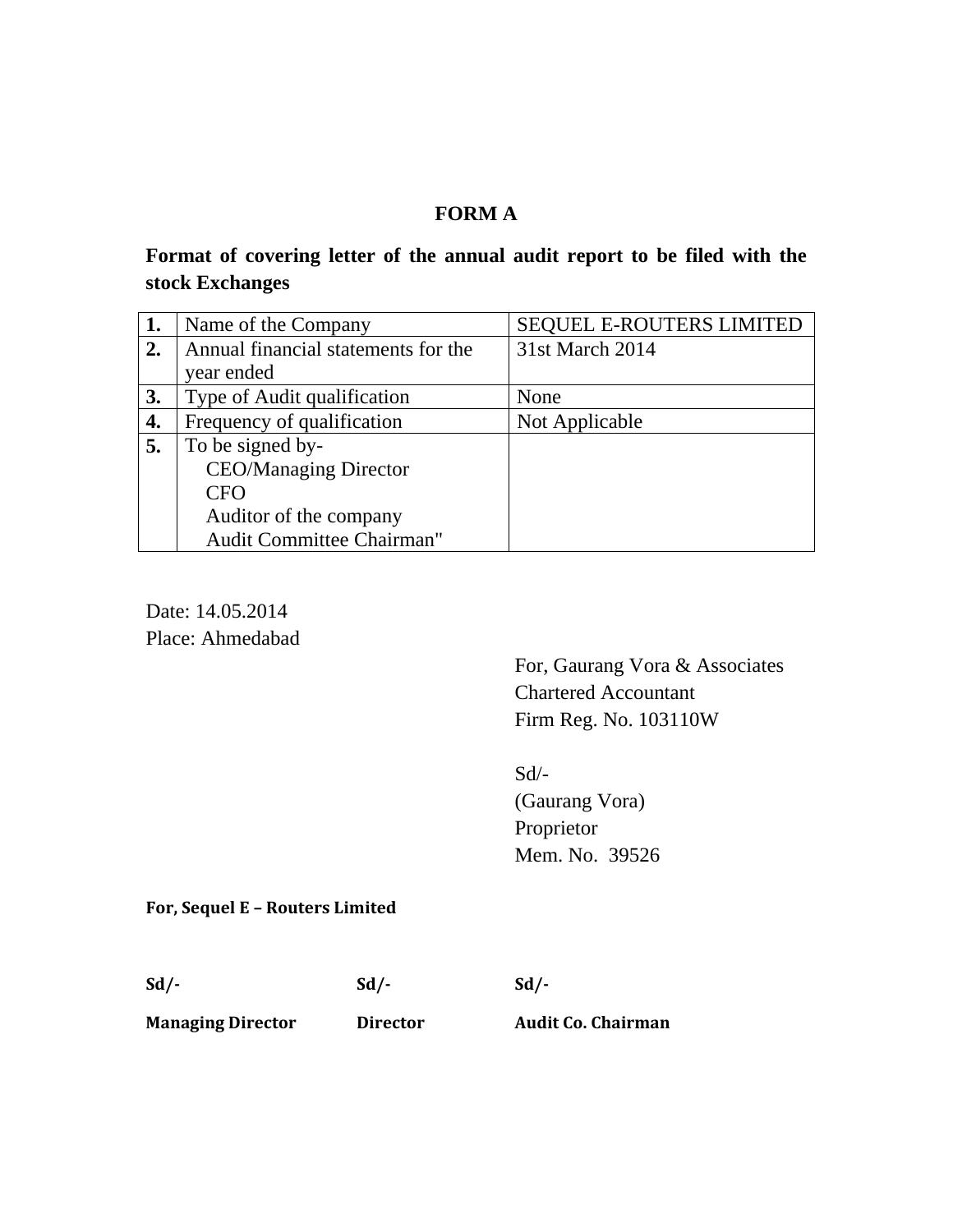# FORM A

**Format of covering letter of the annual audit report to be filed with the stock Exchanges**

| **1.** | Name of the Company | SEQUEL E-ROUTERS LIMITED |
|---|---|---|
| **2.** | Annual financial statements for the year ended | 31st March 2014 |
| **3.** | Type of Audit qualification | None |
| **4.** | Frequency of qualification | Not Applicable |
| **5.** | To be signed by-<br>CEO/Managing Director<br>CFO<br>Auditor of the company<br>Audit Committee Chairman" | |

Date: 14.05.2014
Place: Ahmedabad

For, Gaurang Vora & Associates
Chartered Accountant
Firm Reg. No. 103110W

Sd/-
(Gaurang Vora)
Proprietor
Mem. No. 39526

**For, Sequel E – Routers Limited**

| **Sd/-** | **Sd/-** | **Sd/-** |
|---|---|---|
| **Managing Director** | **Director** | **Audit Co. Chairman** |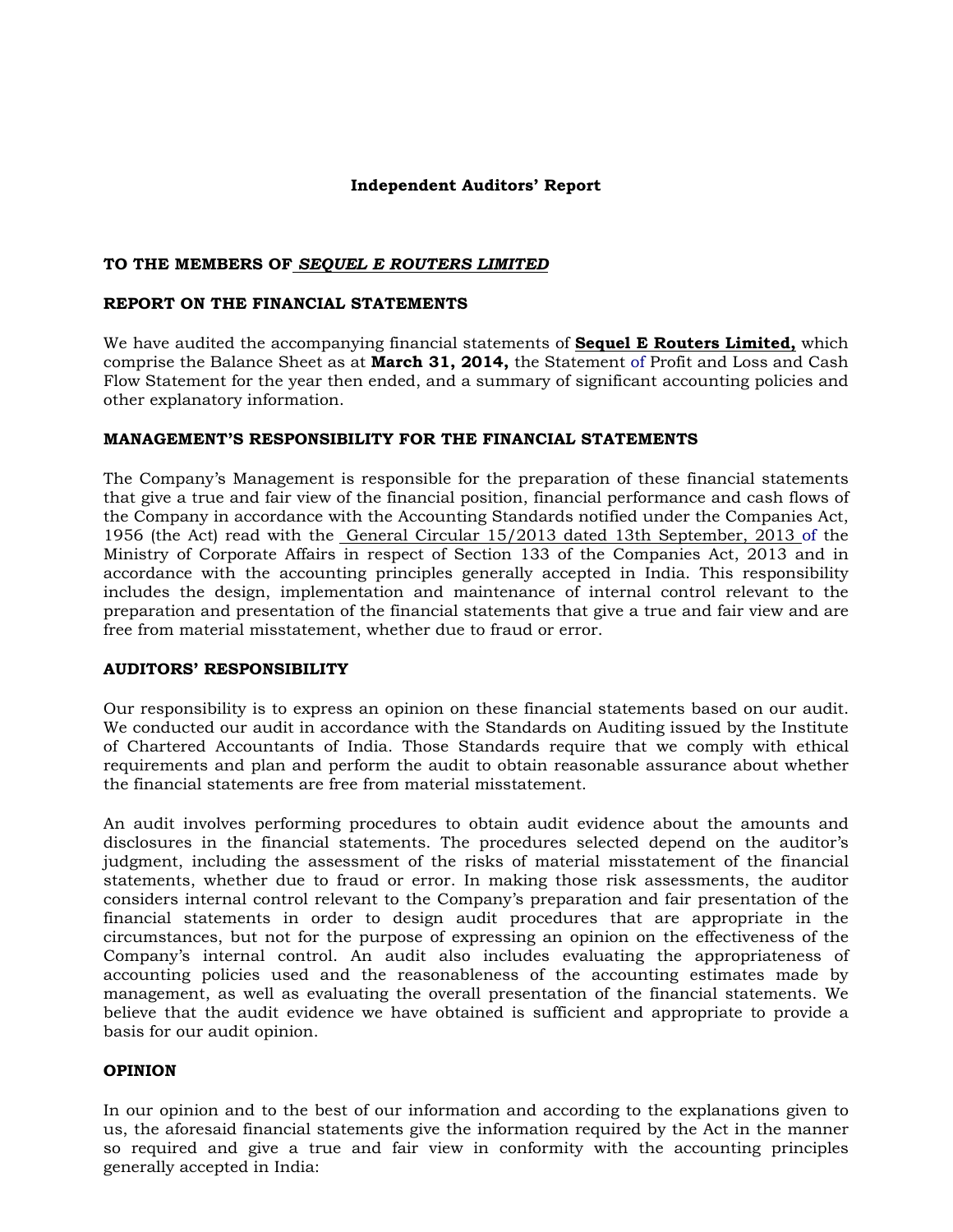# Independent Auditors' Report

**TO THE MEMBERS OF *SEQUEL E ROUTERS LIMITED***

## REPORT ON THE FINANCIAL STATEMENTS

We have audited the accompanying financial statements of **Sequel E Routers Limited,** which comprise the Balance Sheet as at **March 31, 2014,** the Statement of Profit and Loss and Cash Flow Statement for the year then ended, and a summary of significant accounting policies and other explanatory information.

## MANAGEMENT'S RESPONSIBILITY FOR THE FINANCIAL STATEMENTS

The Company's Management is responsible for the preparation of these financial statements that give a true and fair view of the financial position, financial performance and cash flows of the Company in accordance with the Accounting Standards notified under the Companies Act, 1956 (the Act) read with the General Circular 15/2013 dated 13th September, 2013 of the Ministry of Corporate Affairs in respect of Section 133 of the Companies Act, 2013 and in accordance with the accounting principles generally accepted in India. This responsibility includes the design, implementation and maintenance of internal control relevant to the preparation and presentation of the financial statements that give a true and fair view and are free from material misstatement, whether due to fraud or error.

## AUDITORS' RESPONSIBILITY

Our responsibility is to express an opinion on these financial statements based on our audit. We conducted our audit in accordance with the Standards on Auditing issued by the Institute of Chartered Accountants of India. Those Standards require that we comply with ethical requirements and plan and perform the audit to obtain reasonable assurance about whether the financial statements are free from material misstatement.

An audit involves performing procedures to obtain audit evidence about the amounts and disclosures in the financial statements. The procedures selected depend on the auditor's judgment, including the assessment of the risks of material misstatement of the financial statements, whether due to fraud or error. In making those risk assessments, the auditor considers internal control relevant to the Company's preparation and fair presentation of the financial statements in order to design audit procedures that are appropriate in the circumstances, but not for the purpose of expressing an opinion on the effectiveness of the Company's internal control. An audit also includes evaluating the appropriateness of accounting policies used and the reasonableness of the accounting estimates made by management, as well as evaluating the overall presentation of the financial statements. We believe that the audit evidence we have obtained is sufficient and appropriate to provide a basis for our audit opinion.

## OPINION

In our opinion and to the best of our information and according to the explanations given to us, the aforesaid financial statements give the information required by the Act in the manner so required and give a true and fair view in conformity with the accounting principles generally accepted in India: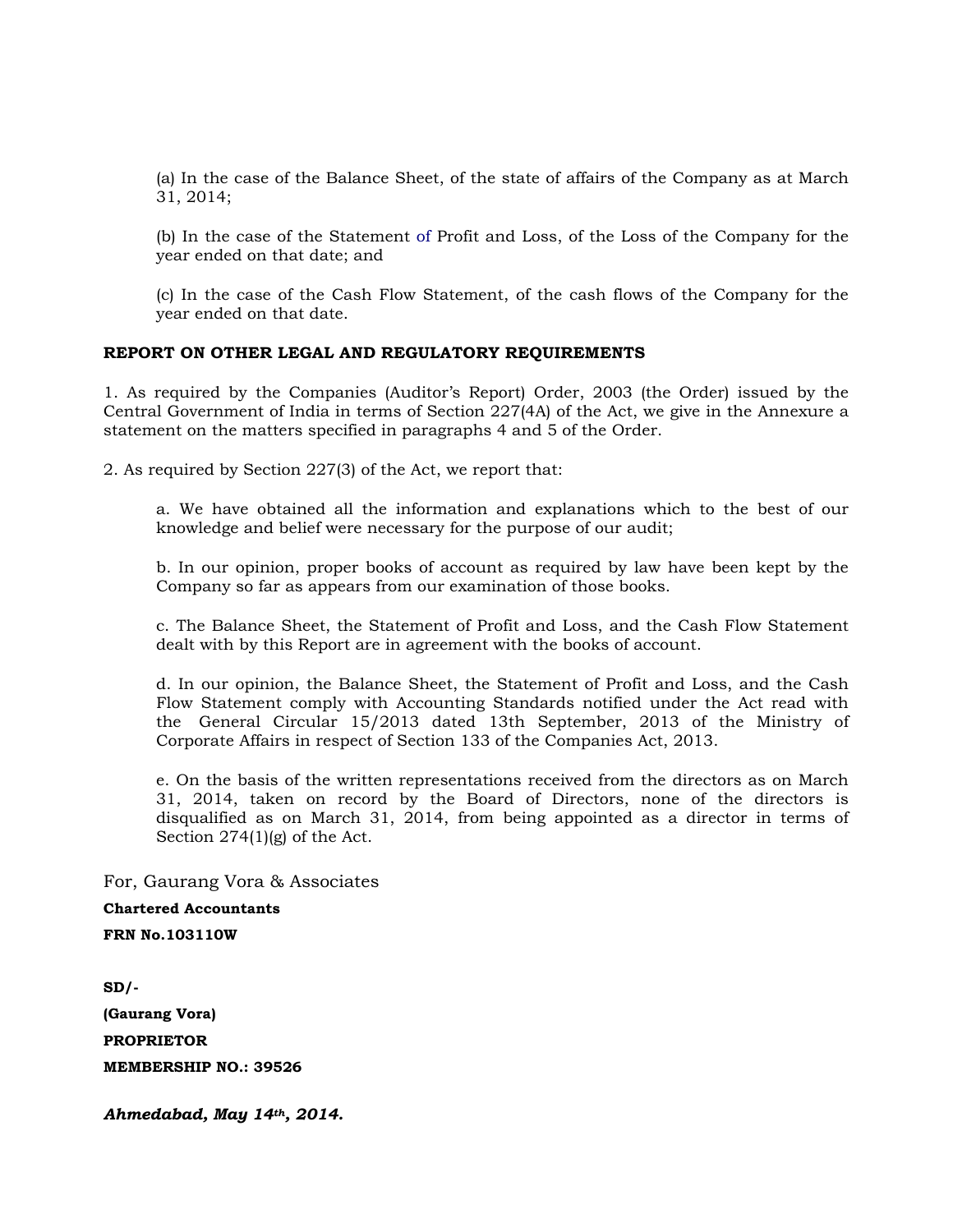(a) In the case of the Balance Sheet, of the state of affairs of the Company as at March 31, 2014;

(b) In the case of the Statement of Profit and Loss, of the Loss of the Company for the year ended on that date; and

(c) In the case of the Cash Flow Statement, of the cash flows of the Company for the year ended on that date.

**REPORT ON OTHER LEGAL AND REGULATORY REQUIREMENTS**

1. As required by the Companies (Auditor's Report) Order, 2003 (the Order) issued by the Central Government of India in terms of Section 227(4A) of the Act, we give in the Annexure a statement on the matters specified in paragraphs 4 and 5 of the Order.

2. As required by Section 227(3) of the Act, we report that:

a. We have obtained all the information and explanations which to the best of our knowledge and belief were necessary for the purpose of our audit;

b. In our opinion, proper books of account as required by law have been kept by the Company so far as appears from our examination of those books.

c. The Balance Sheet, the Statement of Profit and Loss, and the Cash Flow Statement dealt with by this Report are in agreement with the books of account.

d. In our opinion, the Balance Sheet, the Statement of Profit and Loss, and the Cash Flow Statement comply with Accounting Standards notified under the Act read with the General Circular 15/2013 dated 13th September, 2013 of the Ministry of Corporate Affairs in respect of Section 133 of the Companies Act, 2013.

e. On the basis of the written representations received from the directors as on March 31, 2014, taken on record by the Board of Directors, none of the directors is disqualified as on March 31, 2014, from being appointed as a director in terms of Section 274(1)(g) of the Act.

For, Gaurang Vora & Associates

**Chartered Accountants**

**FRN No.103110W**

**SD/-**

**(Gaurang Vora)**

**PROPRIETOR**

**MEMBERSHIP NO.: 39526**

***Ahmedabad, May 14th, 2014.***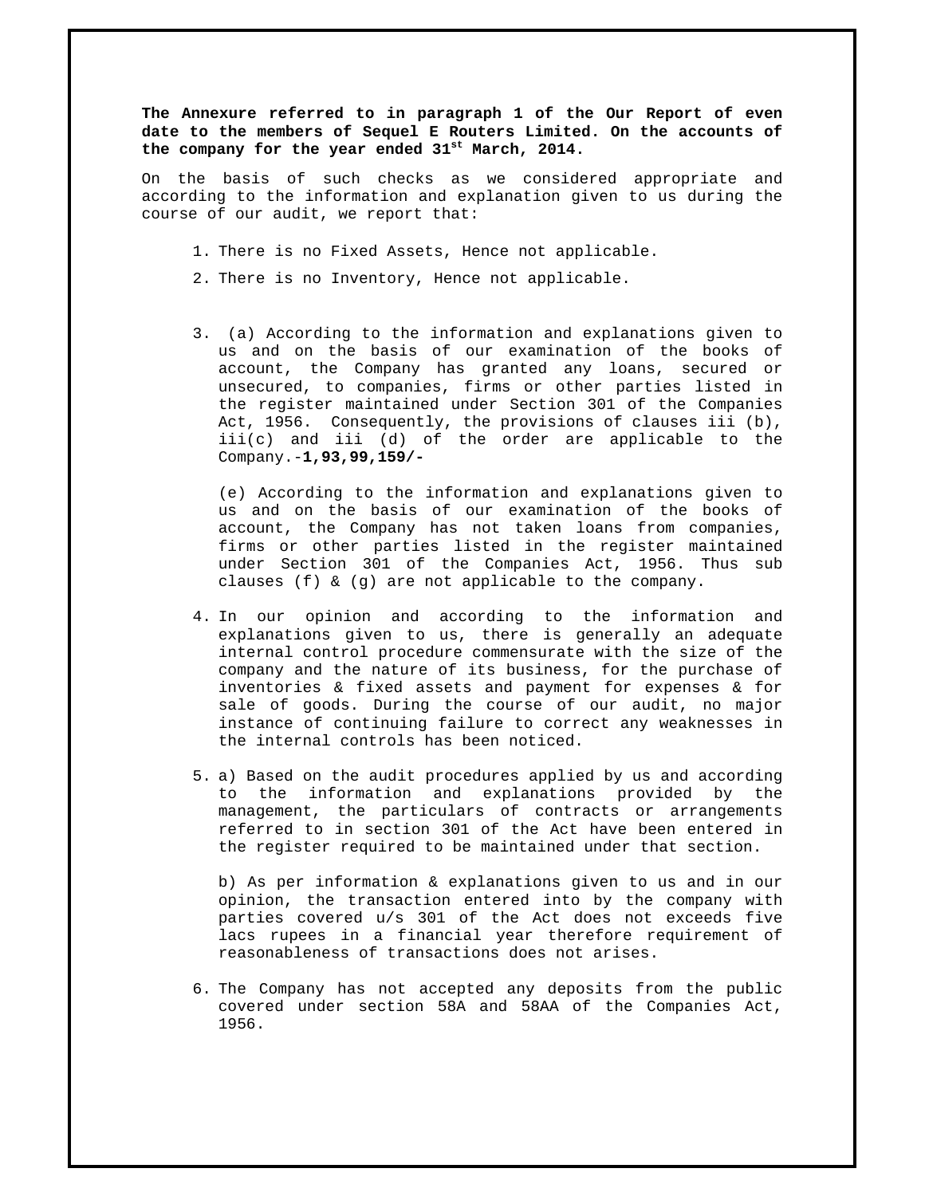**The Annexure referred to in paragraph 1 of the Our Report of even date to the members of Sequel E Routers Limited. On the accounts of the company for the year ended 31st March, 2014.**

On the basis of such checks as we considered appropriate and according to the information and explanation given to us during the course of our audit, we report that:

1. There is no Fixed Assets, Hence not applicable.
2. There is no Inventory, Hence not applicable.
3. (a) According to the information and explanations given to us and on the basis of our examination of the books of account, the Company has granted any loans, secured or unsecured, to companies, firms or other parties listed in the register maintained under Section 301 of the Companies Act, 1956. Consequently, the provisions of clauses iii (b), iii(c) and iii (d) of the order are applicable to the Company.-**1,93,99,159/-**

   (e) According to the information and explanations given to us and on the basis of our examination of the books of account, the Company has not taken loans from companies, firms or other parties listed in the register maintained under Section 301 of the Companies Act, 1956. Thus sub clauses (f) & (g) are not applicable to the company.

4. In our opinion and according to the information and explanations given to us, there is generally an adequate internal control procedure commensurate with the size of the company and the nature of its business, for the purchase of inventories & fixed assets and payment for expenses & for sale of goods. During the course of our audit, no major instance of continuing failure to correct any weaknesses in the internal controls has been noticed.
5. a) Based on the audit procedures applied by us and according to the information and explanations provided by the management, the particulars of contracts or arrangements referred to in section 301 of the Act have been entered in the register required to be maintained under that section.

   b) As per information & explanations given to us and in our opinion, the transaction entered into by the company with parties covered u/s 301 of the Act does not exceeds five lacs rupees in a financial year therefore requirement of reasonableness of transactions does not arises.

6. The Company has not accepted any deposits from the public covered under section 58A and 58AA of the Companies Act, 1956.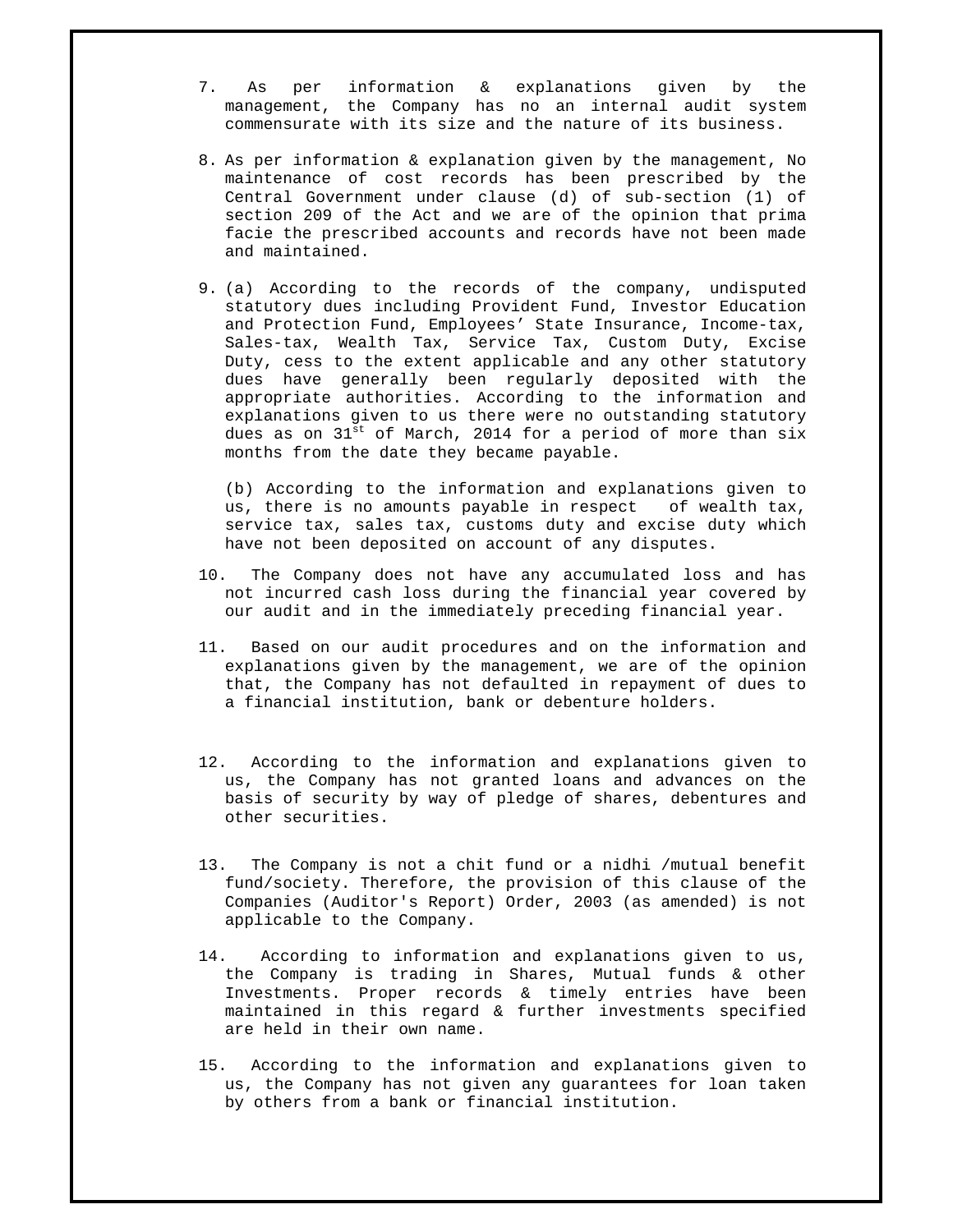7. As per information & explanations given by the management, the Company has no an internal audit system commensurate with its size and the nature of its business.

8. As per information & explanation given by the management, No maintenance of cost records has been prescribed by the Central Government under clause (d) of sub-section (1) of section 209 of the Act and we are of the opinion that prima facie the prescribed accounts and records have not been made and maintained.

9. (a) According to the records of the company, undisputed statutory dues including Provident Fund, Investor Education and Protection Fund, Employees' State Insurance, Income-tax, Sales-tax, Wealth Tax, Service Tax, Custom Duty, Excise Duty, cess to the extent applicable and any other statutory dues have generally been regularly deposited with the appropriate authorities. According to the information and explanations given to us there were no outstanding statutory dues as on 31st of March, 2014 for a period of more than six months from the date they became payable.

   (b) According to the information and explanations given to us, there is no amounts payable in respect of wealth tax, service tax, sales tax, customs duty and excise duty which have not been deposited on account of any disputes.

10. The Company does not have any accumulated loss and has not incurred cash loss during the financial year covered by our audit and in the immediately preceding financial year.

11. Based on our audit procedures and on the information and explanations given by the management, we are of the opinion that, the Company has not defaulted in repayment of dues to a financial institution, bank or debenture holders.

12. According to the information and explanations given to us, the Company has not granted loans and advances on the basis of security by way of pledge of shares, debentures and other securities.

13. The Company is not a chit fund or a nidhi /mutual benefit fund/society. Therefore, the provision of this clause of the Companies (Auditor's Report) Order, 2003 (as amended) is not applicable to the Company.

14. According to information and explanations given to us, the Company is trading in Shares, Mutual funds & other Investments. Proper records & timely entries have been maintained in this regard & further investments specified are held in their own name.

15. According to the information and explanations given to us, the Company has not given any guarantees for loan taken by others from a bank or financial institution.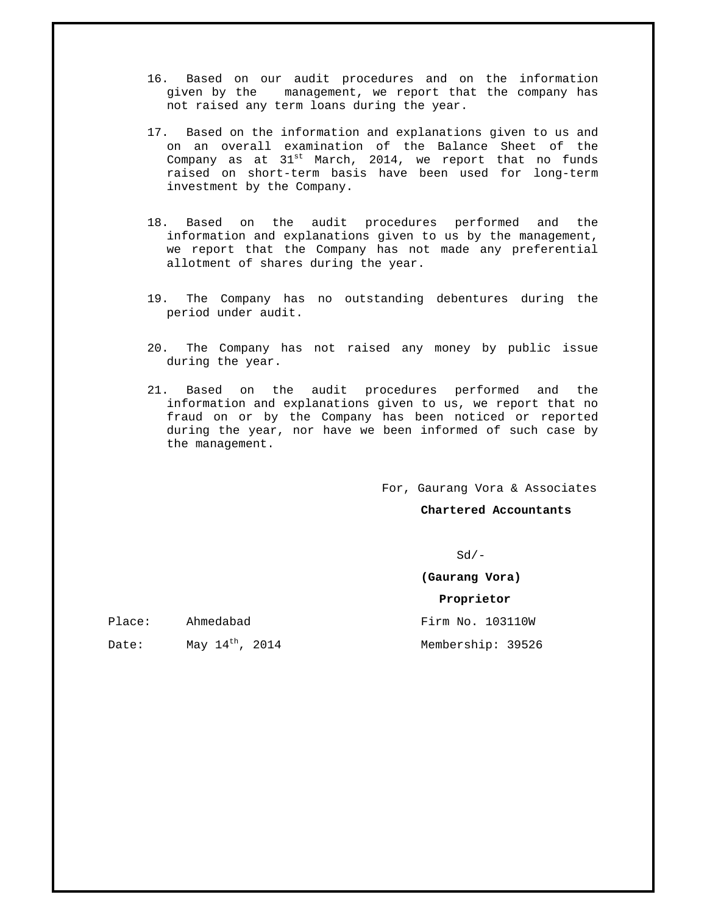16. Based on our audit procedures and on the information given by the management, we report that the company has not raised any term loans during the year.

17. Based on the information and explanations given to us and on an overall examination of the Balance Sheet of the Company as at 31st March, 2014, we report that no funds raised on short-term basis have been used for long-term investment by the Company.

18. Based on the audit procedures performed and the information and explanations given to us by the management, we report that the Company has not made any preferential allotment of shares during the year.

19. The Company has no outstanding debentures during the period under audit.

20. The Company has not raised any money by public issue during the year.

21. Based on the audit procedures performed and the information and explanations given to us, we report that no fraud on or by the Company has been noticed or reported during the year, nor have we been informed of such case by the management.

For, Gaurang Vora & Associates

**Chartered Accountants**

Sd/-

**(Gaurang Vora)**

**Proprietor**

Firm No. 103110W

Membership: 39526

Place: Ahmedabad

Date: May 14th, 2014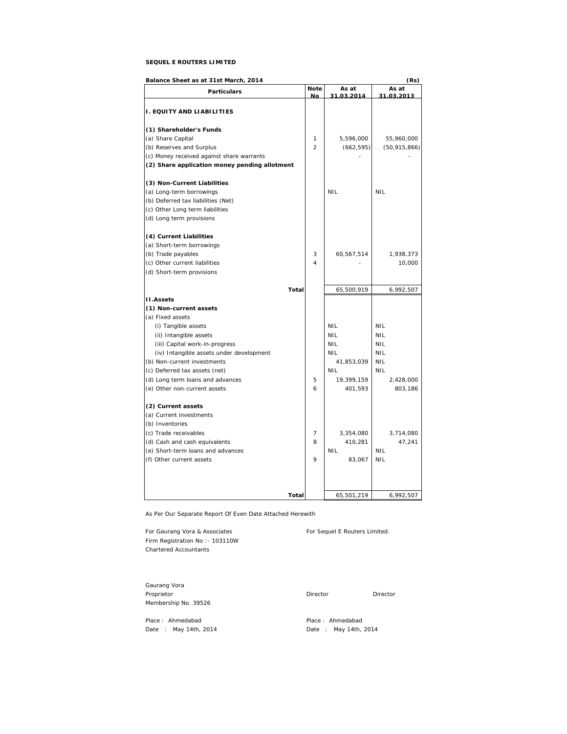**SEQUEL E ROUTERS LIMITED**

**Balance Sheet as at 31st March, 2014** **(Rs)**

| Particulars | Note No | As at 31.03.2014 | As at 31.03.2013 |
|---|---|---|---|
| **I. EQUITY AND LIABILITIES** | | | |
| **(1) Shareholder's Funds** | | | |
| (a) Share Capital | 1 | 5,596,000 | 55,960,000 |
| (b) Reserves and Surplus | 2 | (662,595) | (50,915,866) |
| (c) Money received against share warrants | | - | - |
| **(2) Share application money pending allotment** | | | |
| **(3) Non-Current Liabilities** | | | |
| (a) Long-term borrowings | | NIL | NIL |
| (b) Deferred tax liabilities (Net) | | | |
| (c) Other Long term liabilities | | | |
| (d) Long term provisions | | | |
| **(4) Current Liabilities** | | | |
| (a) Short-term borrowings | | | |
| (b) Trade payables | 3 | 60,567,514 | 1,938,373 |
| (c) Other current liabilities | 4 | - | 10,000 |
| (d) Short-term provisions | | | |
| **Total** | | 65,500,919 | 6,992,507 |
| **II.Assets** | | | |
| **(1) Non-current assets** | | | |
| (a) Fixed assets | | | |
| (i) Tangible assets | | NIL | NIL |
| (ii) Intangible assets | | NIL | NIL |
| (iii) Capital work-in-progress | | NIL | NIL |
| (iv) Intangible assets under development | | NIL | NIL |
| (b) Non-current investments | | 41,853,039 | NIL |
| (c) Deferred tax assets (net) | | NIL | NIL |
| (d) Long term loans and advances | 5 | 19,399,159 | 2,428,000 |
| (e) Other non-current assets | 6 | 401,593 | 803,186 |
| **(2) Current assets** | | | |
| (a) Current investments | | | |
| (b) Inventories | | | |
| (c) Trade receivables | 7 | 3,354,080 | 3,714,080 |
| (d) Cash and cash equivalents | 8 | 410,281 | 47,241 |
| (e) Short-term loans and advances | | NIL | NIL |
| (f) Other current assets | 9 | 83,067 | NIL |
| **Total** | | 65,501,219 | 6,992,507 |

As Per Our Separate Report Of Even Date Attached Herewith

For Gaurang Vora & Associates
Firm Registration No :- 103110W
Chartered Accountants

For Sequel E Routers Limited.

Gaurang Vora
Proprietor
Membership No. 39526

Director Director

Place : Ahmedabad
Date : May 14th, 2014

Place : Ahmedabad
Date : May 14th, 2014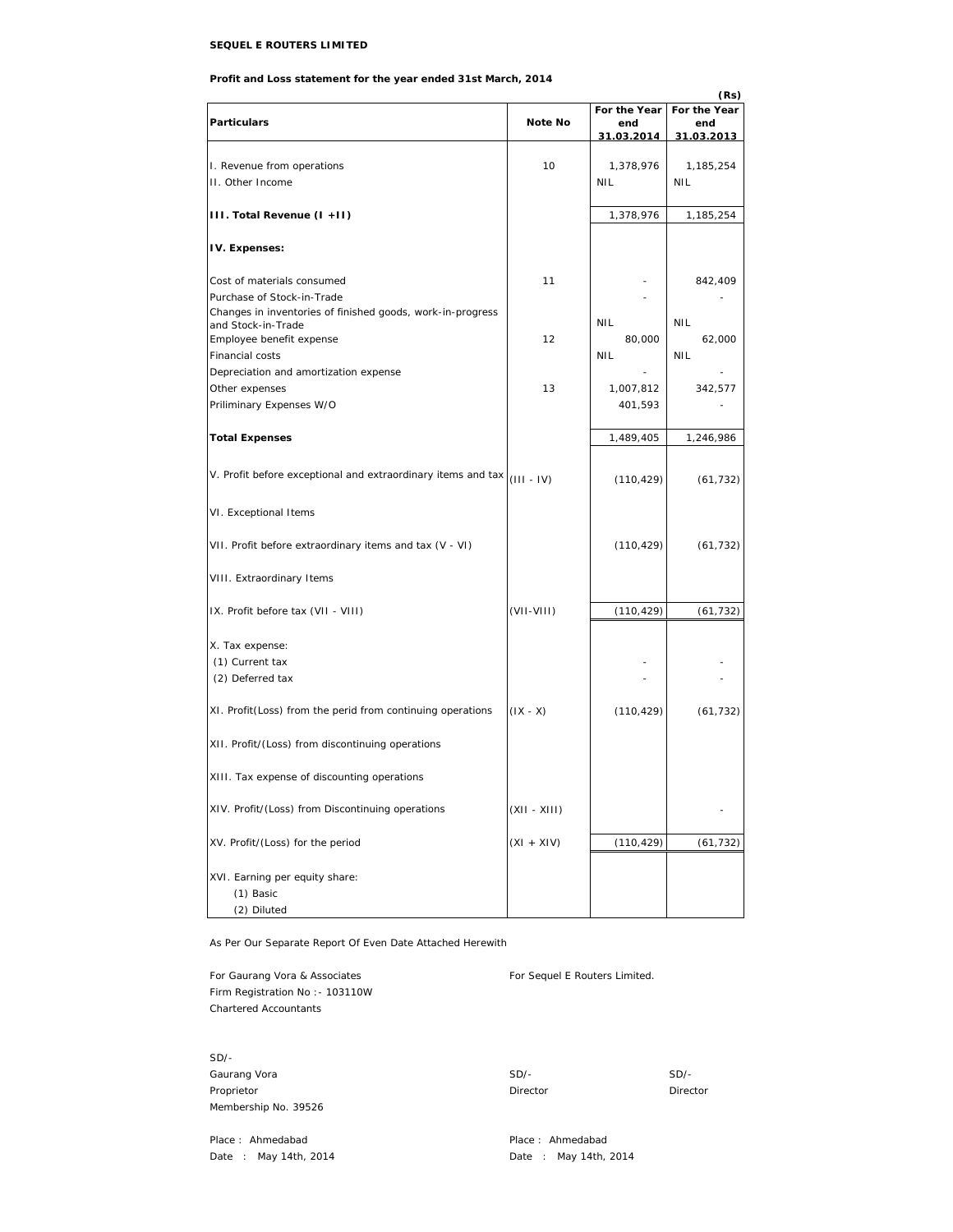**SEQUEL E ROUTERS LIMITED**

**Profit and Loss statement for the year ended 31st March, 2014**

(Rs)

| Particulars | Note No | For the Year end 31.03.2014 | For the Year end 31.03.2013 |
|---|---|---|---|
| I. Revenue from operations | 10 | 1,378,976 | 1,185,254 |
| II. Other Income | | NIL | NIL |
| **III. Total Revenue (I +II)** | | 1,378,976 | 1,185,254 |
| **IV. Expenses:** | | | |
| Cost of materials consumed | 11 | - | 842,409 |
| Purchase of Stock-in-Trade | | - | - |
| Changes in inventories of finished goods, work-in-progress and Stock-in-Trade | | NIL | NIL |
| Employee benefit expense | 12 | 80,000 | 62,000 |
| Financial costs | | NIL | NIL |
| Depreciation and amortization expense | | - | - |
| Other expenses | 13 | 1,007,812 | 342,577 |
| Priliminary Expenses W/O | | 401,593 | - |
| **Total Expenses** | | 1,489,405 | 1,246,986 |
| V. Profit before exceptional and extraordinary items and tax | (III - IV) | (110,429) | (61,732) |
| VI. Exceptional Items | | | |
| VII. Profit before extraordinary items and tax (V - VI) | | (110,429) | (61,732) |
| VIII. Extraordinary Items | | | |
| IX. Profit before tax (VII - VIII) | (VII-VIII) | (110,429) | (61,732) |
| X. Tax expense: | | | |
| (1) Current tax | | - | - |
| (2) Deferred tax | | - | - |
| XI. Profit(Loss) from the perid from continuing operations | (IX - X) | (110,429) | (61,732) |
| XII. Profit/(Loss) from discontinuing operations | | | |
| XIII. Tax expense of discounting operations | | | |
| XIV. Profit/(Loss) from Discontinuing operations | (XII - XIII) | | - |
| XV. Profit/(Loss) for the period | (XI + XIV) | (110,429) | (61,732) |
| XVI. Earning per equity share: | | | |
| (1) Basic | | | |
| (2) Diluted | | | |

As Per Our Separate Report Of Even Date Attached Herewith

For Gaurang Vora & Associates
Firm Registration No :- 103110W
Chartered Accountants

For Sequel E Routers Limited.

SD/-
Gaurang Vora
Proprietor
Membership No. 39526

SD/-
Director

SD/-
Director

Place : Ahmedabad
Date : May 14th, 2014

Place : Ahmedabad
Date : May 14th, 2014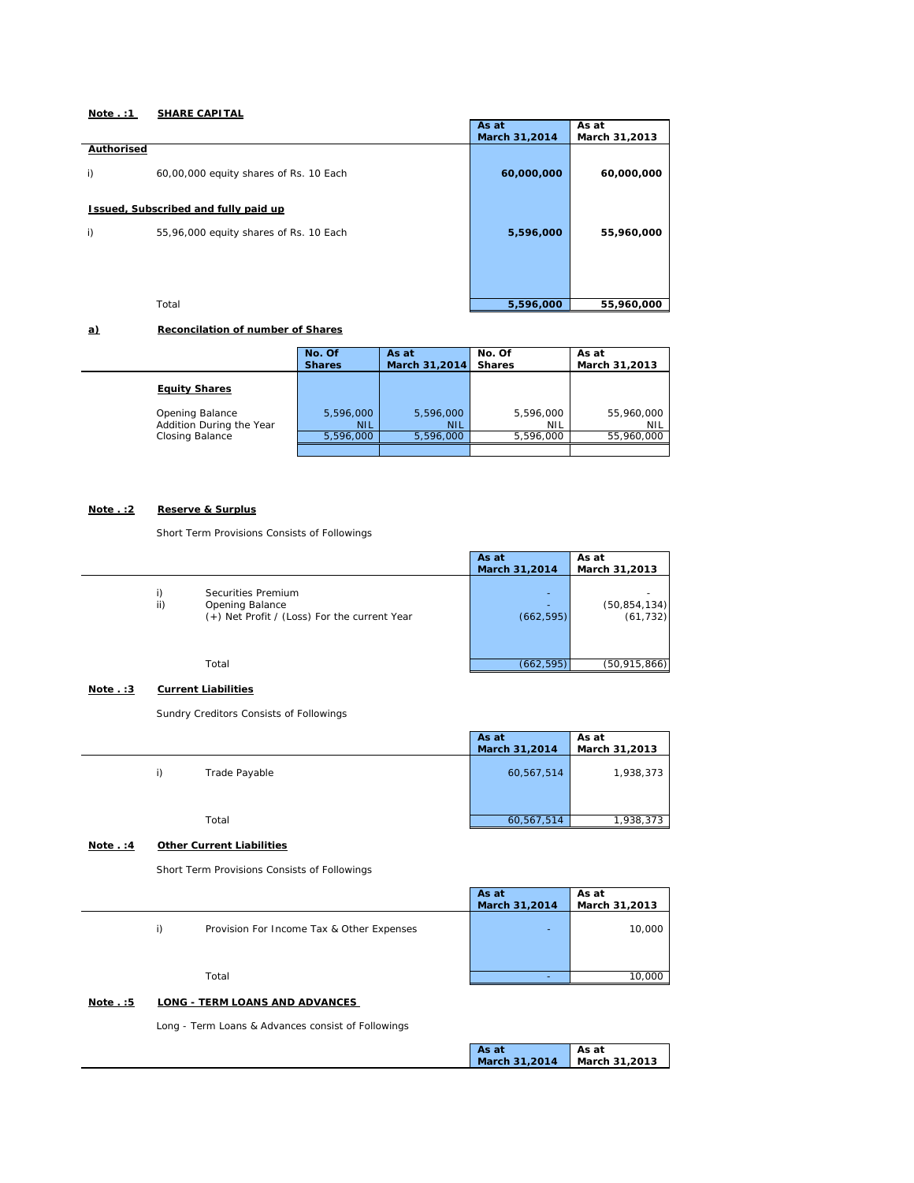**Note . :1** **SHARE CAPITAL**

| | | As at March 31,2014 | As at March 31,2013 |
|---|---|---|---|
| **Authorised** | | | |
| i) | 60,00,000 equity shares of Rs. 10 Each | **60,000,000** | **60,000,000** |
| **Issued, Subscribed and fully paid up** | | | |
| i) | 55,96,000 equity shares of Rs. 10 Each | **5,596,000** | **55,960,000** |
| | Total | **5,596,000** | **55,960,000** |

**a)** **Reconcilation of number of Shares**

| | No. Of Shares | As at March 31,2014 | No. Of Shares | As at March 31,2013 |
|---|---|---|---|---|
| **Equity Shares** | | | | |
| Opening Balance | 5,596,000 | 5,596,000 | 5,596,000 | 55,960,000 |
| Addition During the Year | NIL | NIL | NIL | NIL |
| Closing Balance | 5,596,000 | 5,596,000 | 5,596,000 | 55,960,000 |

**Note . :2** **Reserve & Surplus**

Short Term Provisions Consists of Followings

| | | As at March 31,2014 | As at March 31,2013 |
|---|---|---|---|
| i) | Securities Premium | - | - |
| ii) | Opening Balance | - | (50,854,134) |
| | (+) Net Profit / (Loss) For the current Year | (662,595) | (61,732) |
| | Total | (662,595) | (50,915,866) |

**Note . :3** **Current Liabilities**

Sundry Creditors Consists of Followings

| | | As at March 31,2014 | As at March 31,2013 |
|---|---|---|---|
| i) | Trade Payable | 60,567,514 | 1,938,373 |
| | Total | 60,567,514 | 1,938,373 |

**Note . :4** **Other Current Liabilities**

Short Term Provisions Consists of Followings

| | | As at March 31,2014 | As at March 31,2013 |
|---|---|---|---|
| i) | Provision For Income Tax & Other Expenses | - | 10,000 |
| | Total | - | 10,000 |

**Note . :5** **LONG - TERM LOANS AND ADVANCES**

Long - Term Loans & Advances consist of Followings

| | As at March 31,2014 | As at March 31,2013 |
|---|---|---|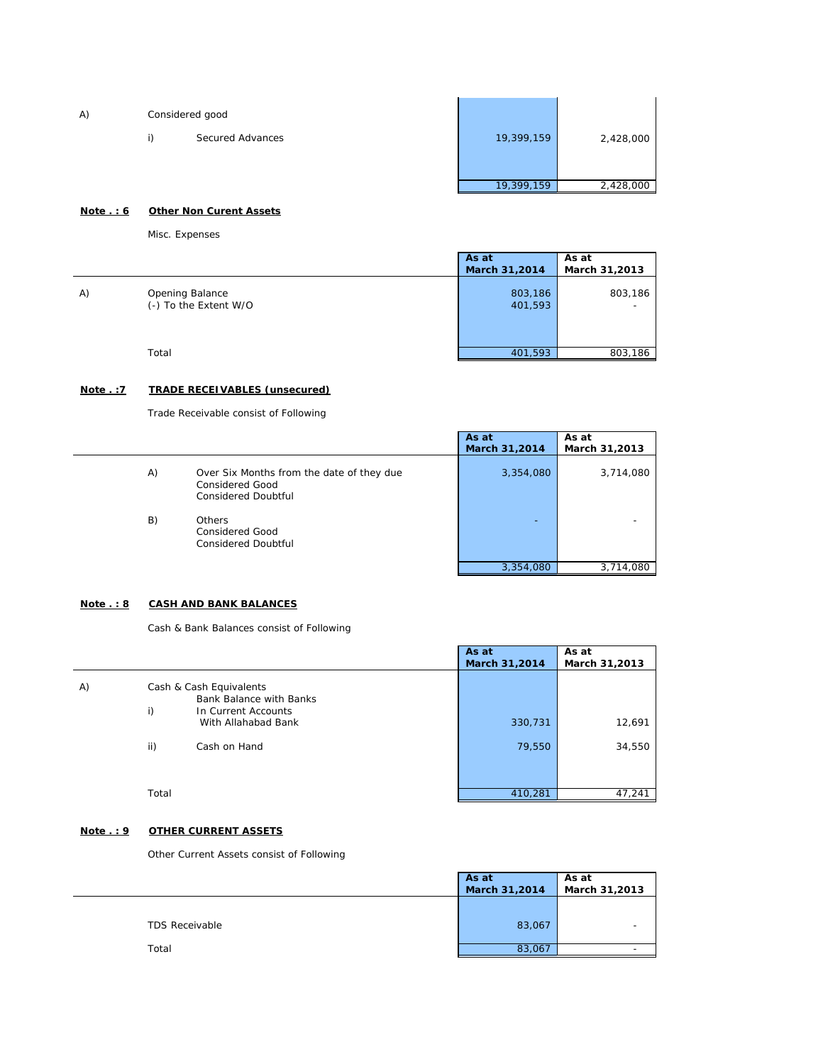| | | | | |
|---|---|---|---|---|
| A) | Considered good | | | |
| | i) | Secured Advances | 19,399,159 | 2,428,000 |
| | | | 19,399,159 | 2,428,000 |

**Note . : 6** **Other Non Curent Assets**

Misc. Expenses

| | | As at March 31,2014 | As at March 31,2013 |
|---|---|---|---|
| A) | Opening Balance | 803,186 | 803,186 |
| | (-) To the Extent W/O | 401,593 | - |
| | Total | 401,593 | 803,186 |

**Note . :7** **TRADE RECEIVABLES (unsecured)**

Trade Receivable consist of Following

| | | As at March 31,2014 | As at March 31,2013 |
|---|---|---|---|
| A) | Over Six Months from the date of they due | 3,354,080 | 3,714,080 |
| | Considered Good | | |
| | Considered Doubtful | | |
| B) | Others | - | - |
| | Considered Good | | |
| | Considered Doubtful | | |
| | | 3,354,080 | 3,714,080 |

**Note . : 8** **CASH AND BANK BALANCES**

Cash & Bank Balances consist of Following

| | | | As at March 31,2014 | As at March 31,2013 |
|---|---|---|---|---|
| A) | Cash & Cash Equivalents | | | |
| | | Bank Balance with Banks | | |
| | i) | In Current Accounts | | |
| | | With Allahabad Bank | 330,731 | 12,691 |
| | ii) | Cash on Hand | 79,550 | 34,550 |
| | Total | | 410,281 | 47,241 |

**Note . : 9** **OTHER CURRENT ASSETS**

Other Current Assets consist of Following

| | As at March 31,2014 | As at March 31,2013 |
|---|---|---|
| TDS Receivable | 83,067 | - |
| Total | 83,067 | - |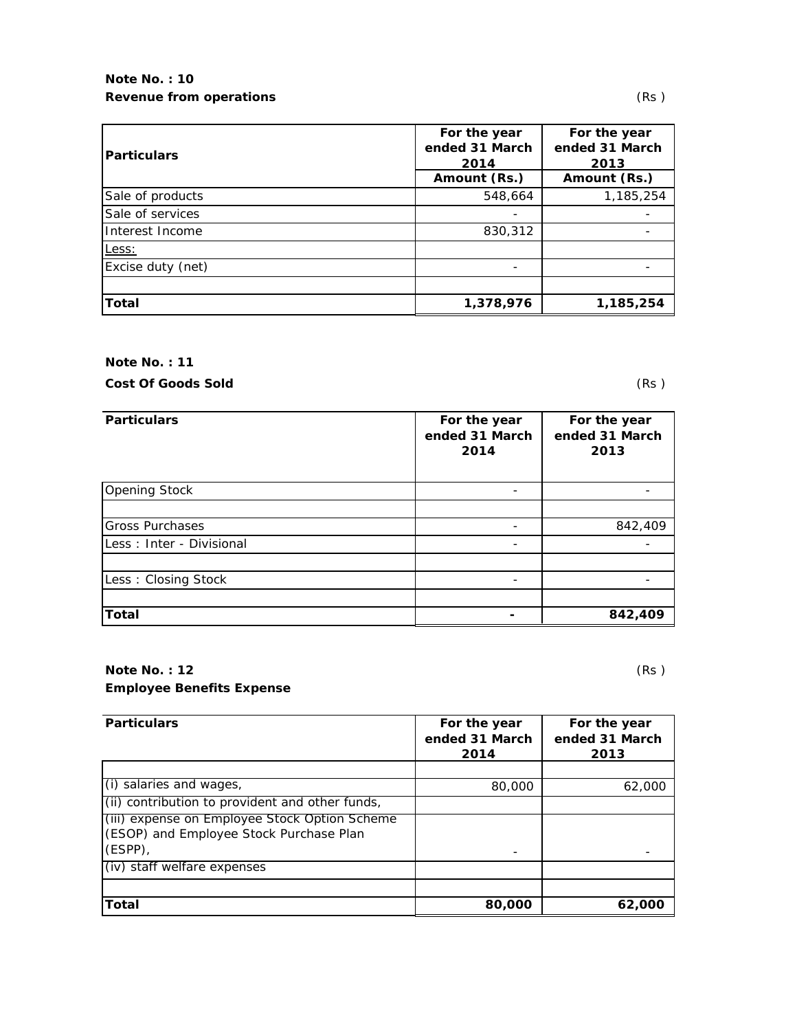**Note No. : 10**

**Revenue from operations** (Rs )

| Particulars | For the year ended 31 March 2014 | For the year ended 31 March 2013 |
|---|---|---|
| | Amount (Rs.) | Amount (Rs.) |
| Sale of products | 548,664 | 1,185,254 |
| Sale of services | - | - |
| Interest Income | 830,312 | - |
| Less: | | |
| Excise duty (net) | - | - |
| | | |
| **Total** | **1,378,976** | **1,185,254** |

**Note No. : 11**

**Cost Of Goods Sold** (Rs )

| Particulars | For the year ended 31 March 2014 | For the year ended 31 March 2013 |
|---|---|---|
| Opening Stock | - | - |
| | | |
| Gross Purchases | - | 842,409 |
| Less : Inter - Divisional | - | - |
| | | |
| Less : Closing Stock | - | - |
| | | |
| **Total** | **-** | **842,409** |

**Note No. : 12** (Rs )

**Employee Benefits Expense**

| Particulars | For the year ended 31 March 2014 | For the year ended 31 March 2013 |
|---|---|---|
| | | |
| (i) salaries and wages, | 80,000 | 62,000 |
| (ii) contribution to provident and other funds, | | |
| (iii) expense on Employee Stock Option Scheme (ESOP) and Employee Stock Purchase Plan (ESPP), | - | - |
| (iv) staff welfare expenses | | |
| | | |
| **Total** | **80,000** | **62,000** |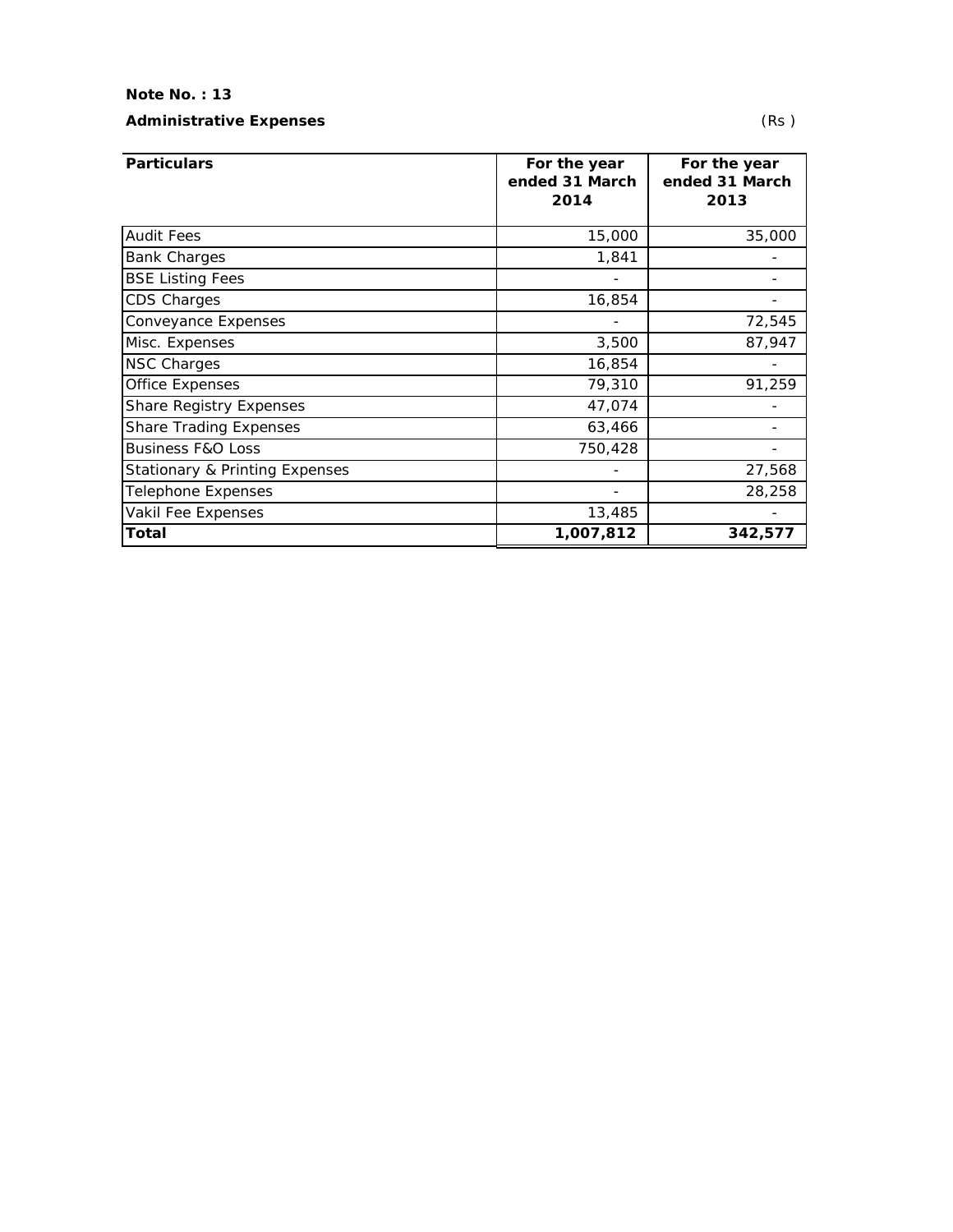**Note No. : 13**

**Administrative Expenses** (Rs )

| Particulars | For the year ended 31 March 2014 | For the year ended 31 March 2013 |
|---|---|---|
| Audit Fees | 15,000 | 35,000 |
| Bank Charges | 1,841 | - |
| BSE Listing Fees | - | - |
| CDS Charges | 16,854 | - |
| Conveyance Expenses | - | 72,545 |
| Misc. Expenses | 3,500 | 87,947 |
| NSC Charges | 16,854 | - |
| Office Expenses | 79,310 | 91,259 |
| Share Registry Expenses | 47,074 | - |
| Share Trading Expenses | 63,466 | - |
| Business F&O Loss | 750,428 | - |
| Stationary & Printing Expenses | - | 27,568 |
| Telephone Expenses | - | 28,258 |
| Vakil Fee Expenses | 13,485 | - |
| **Total** | **1,007,812** | **342,577** |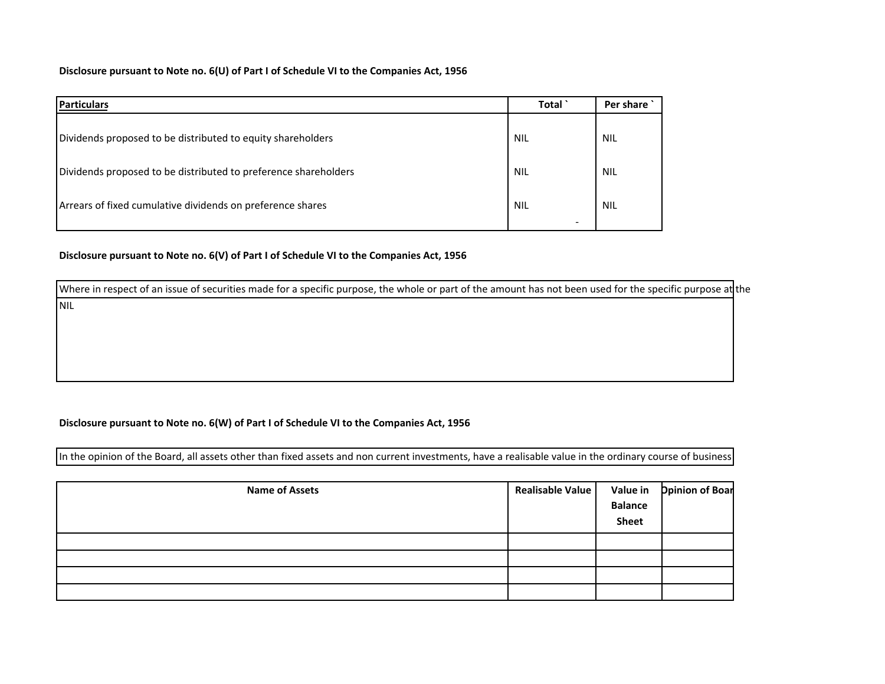**Disclosure pursuant to Note no. 6(U) of Part I of Schedule VI to the Companies Act, 1956**

| Particulars | Total ` | Per share ` |
|---|---|---|
| Dividends proposed to be distributed to equity shareholders | NIL | NIL |
| Dividends proposed to be distributed to preference shareholders | NIL | NIL |
| Arrears of fixed cumulative dividends on preference shares | NIL - | NIL |

**Disclosure pursuant to Note no. 6(V) of Part I of Schedule VI to the Companies Act, 1956**

| Where in respect of an issue of securities made for a specific purpose, the whole or part of the amount has not been used for the specific purpose at the |
|---|
| NIL |

**Disclosure pursuant to Note no. 6(W) of Part I of Schedule VI to the Companies Act, 1956**

| In the opinion of the Board, all assets other than fixed assets and non current investments, have a realisable value in the ordinary course of business |
|---|

| Name of Assets | Realisable Value | Value in Balance Sheet | Opinion of Boar |
|---|---|---|---|
| | | | |
| | | | |
| | | | |
| | | | |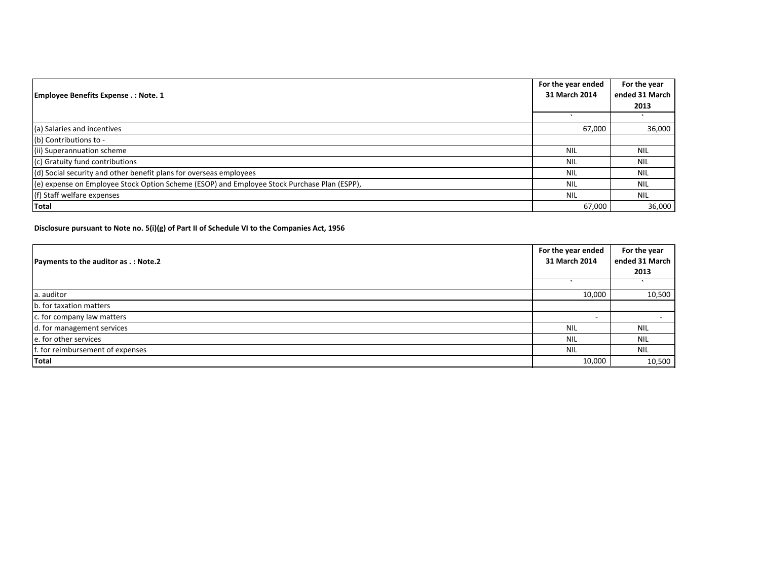| Employee Benefits Expense . : Note. 1 | For the year ended 31 March 2014 | For the year ended 31 March 2013 |
|---|---|---|
| | ` | ` |
| (a) Salaries and incentives | 67,000 | 36,000 |
| (b) Contributions to - | | |
| (ii) Superannuation scheme | NIL | NIL |
| (c) Gratuity fund contributions | NIL | NIL |
| (d) Social security and other benefit plans for overseas employees | NIL | NIL |
| (e) expense on Employee Stock Option Scheme (ESOP) and Employee Stock Purchase Plan (ESPP), | NIL | NIL |
| (f) Staff welfare expenses | NIL | NIL |
| **Total** | 67,000 | 36,000 |

**Disclosure pursuant to Note no. 5(i)(g) of Part II of Schedule VI to the Companies Act, 1956**

| Payments to the auditor as . : Note.2 | For the year ended 31 March 2014 | For the year ended 31 March 2013 |
|---|---|---|
| | ` | ` |
| a. auditor | 10,000 | 10,500 |
| b. for taxation matters | | |
| c. for company law matters | - | - |
| d. for management services | NIL | NIL |
| e. for other services | NIL | NIL |
| f. for reimbursement of expenses | NIL | NIL |
| **Total** | 10,000 | 10,500 |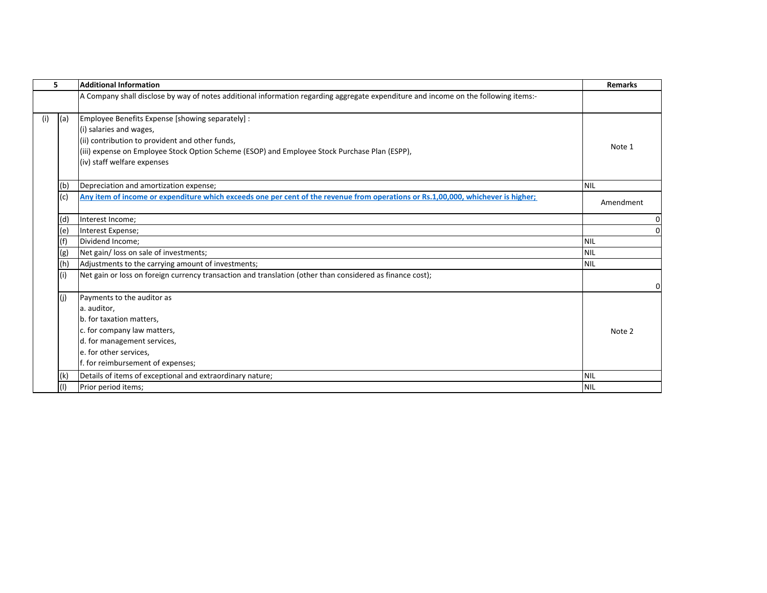| 5 | | Additional Information | Remarks |
|---|---|---|---|
| | | A Company shall disclose by way of notes additional information regarding aggregate expenditure and income on the following items:- | |
| (i) | (a) | Employee Benefits Expense [showing separately] :<br>(i) salaries and wages,<br>(ii) contribution to provident and other funds,<br>(iii) expense on Employee Stock Option Scheme (ESOP) and Employee Stock Purchase Plan (ESPP),<br>(iv) staff welfare expenses | Note 1 |
| | (b) | Depreciation and amortization expense; | NIL |
| | (c) | **Any item of income or expenditure which exceeds one per cent of the revenue from operations or Rs.1,00,000, whichever is higher;** | Amendment |
| | (d) | Interest Income; | 0 |
| | (e) | Interest Expense; | 0 |
| | (f) | Dividend Income; | NIL |
| | (g) | Net gain/ loss on sale of investments; | NIL |
| | (h) | Adjustments to the carrying amount of investments; | NIL |
| | (i) | Net gain or loss on foreign currency transaction and translation (other than considered as finance cost); | 0 |
| | (j) | Payments to the auditor as<br>a. auditor,<br>b. for taxation matters,<br>c. for company law matters,<br>d. for management services,<br>e. for other services,<br>f. for reimbursement of expenses; | Note 2 |
| | (k) | Details of items of exceptional and extraordinary nature; | NIL |
| | (l) | Prior period items; | NIL |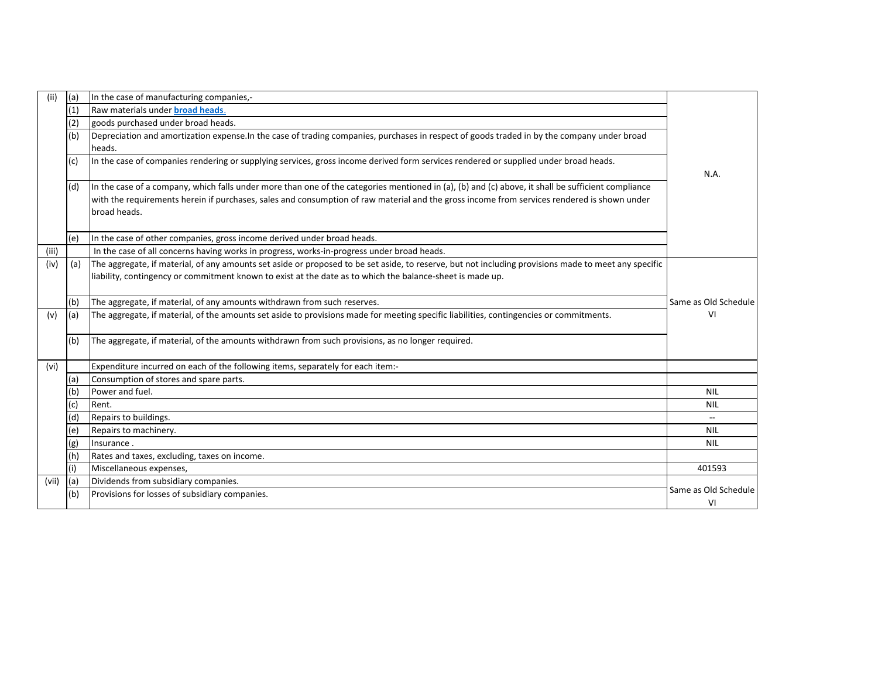| | | | |
|---|---|---|---|
| (ii) | (a) | In the case of manufacturing companies,- | N.A. |
| | (1) | Raw materials under **broad heads**. | |
| | (2) | goods purchased under broad heads. | |
| | (b) | Depreciation and amortization expense.In the case of trading companies, purchases in respect of goods traded in by the company under broad heads. | |
| | (c) | In the case of companies rendering or supplying services, gross income derived form services rendered or supplied under broad heads. | |
| | (d) | In the case of a company, which falls under more than one of the categories mentioned in (a), (b) and (c) above, it shall be sufficient compliance with the requirements herein if purchases, sales and consumption of raw material and the gross income from services rendered is shown under broad heads. | |
| | (e) | In the case of other companies, gross income derived under broad heads. | |
| (iii) | | In the case of all concerns having works in progress, works-in-progress under broad heads. | |
| (iv) | (a) | The aggregate, if material, of any amounts set aside or proposed to be set aside, to reserve, but not including provisions made to meet any specific liability, contingency or commitment known to exist at the date as to which the balance-sheet is made up. | Same as Old Schedule VI |
| | (b) | The aggregate, if material, of any amounts withdrawn from such reserves. | |
| (v) | (a) | The aggregate, if material, of the amounts set aside to provisions made for meeting specific liabilities, contingencies or commitments. | |
| | (b) | The aggregate, if material, of the amounts withdrawn from such provisions, as no longer required. | |
| (vi) | | Expenditure incurred on each of the following items, separately for each item:- | |
| | (a) | Consumption of stores and spare parts. | |
| | (b) | Power and fuel. | NIL |
| | (c) | Rent. | NIL |
| | (d) | Repairs to buildings. | -- |
| | (e) | Repairs to machinery. | NIL |
| | (g) | Insurance . | NIL |
| | (h) | Rates and taxes, excluding, taxes on income. | |
| | (i) | Miscellaneous expenses, | 401593 |
| (vii) | (a) | Dividends from subsidiary companies. | Same as Old Schedule VI |
| | (b) | Provisions for losses of subsidiary companies. | |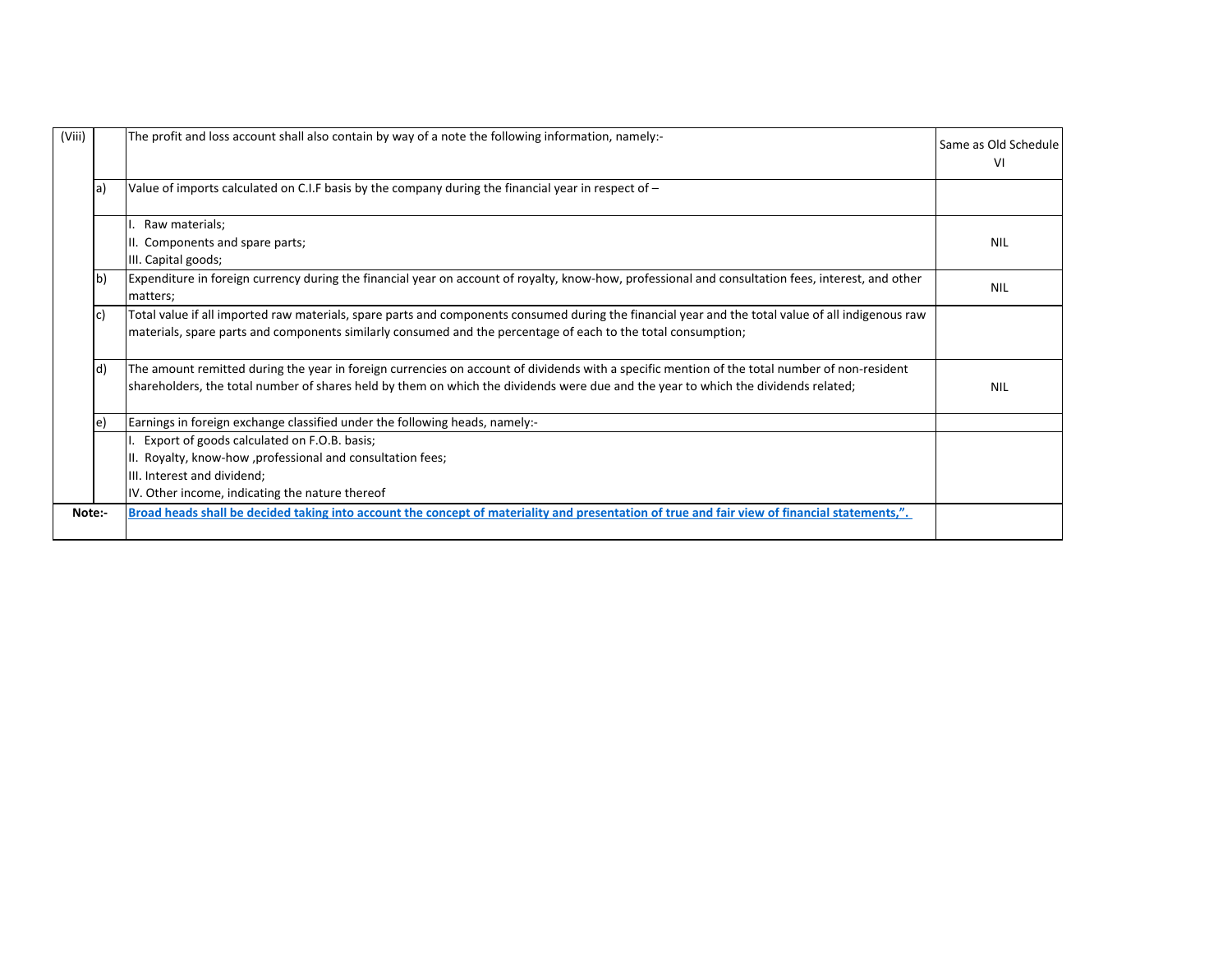| | | | |
|---|---|---|---|
| (Viii) | | The profit and loss account shall also contain by way of a note the following information, namely:- | Same as Old Schedule VI |
| | a) | Value of imports calculated on C.I.F basis by the company during the financial year in respect of – | |
| | | I. Raw materials;<br>II. Components and spare parts;<br>III. Capital goods; | NIL |
| | b) | Expenditure in foreign currency during the financial year on account of royalty, know-how, professional and consultation fees, interest, and other matters; | NIL |
| | c) | Total value if all imported raw materials, spare parts and components consumed during the financial year and the total value of all indigenous raw materials, spare parts and components similarly consumed and the percentage of each to the total consumption; | |
| | d) | The amount remitted during the year in foreign currencies on account of dividends with a specific mention of the total number of non-resident shareholders, the total number of shares held by them on which the dividends were due and the year to which the dividends related; | NIL |
| | e) | Earnings in foreign exchange classified under the following heads, namely:- | |
| | | I. Export of goods calculated on F.O.B. basis;<br>II. Royalty, know-how ,professional and consultation fees;<br>III. Interest and dividend;<br>IV. Other income, indicating the nature thereof | |
| **Note:-** | | **Broad heads shall be decided taking into account the concept of materiality and presentation of true and fair view of financial statements,".** | |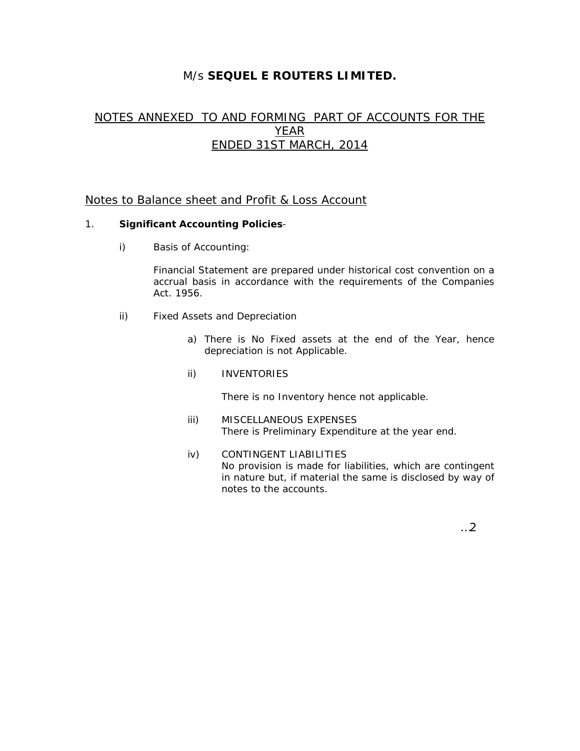M/s **SEQUEL E ROUTERS LIMITED.**

## NOTES ANNEXED TO AND FORMING PART OF ACCOUNTS FOR THE YEAR ENDED 31ST MARCH, 2014

### Notes to Balance sheet and Profit & Loss Account

1. **Significant Accounting Policies**-

   i) Basis of Accounting:

      Financial Statement are prepared under historical cost convention on a accrual basis in accordance with the requirements of the Companies Act. 1956.

   ii) Fixed Assets and Depreciation

      a) There is No Fixed assets at the end of the Year, hence depreciation is not Applicable.

      ii) INVENTORIES

         There is no Inventory hence not applicable.

      iii) MISCELLANEOUS EXPENSES
         There is Preliminary Expenditure at the year end.

      iv) CONTINGENT LIABILITIES
         No provision is made for liabilities, which are contingent in nature but, if material the same is disclosed by way of notes to the accounts.

..2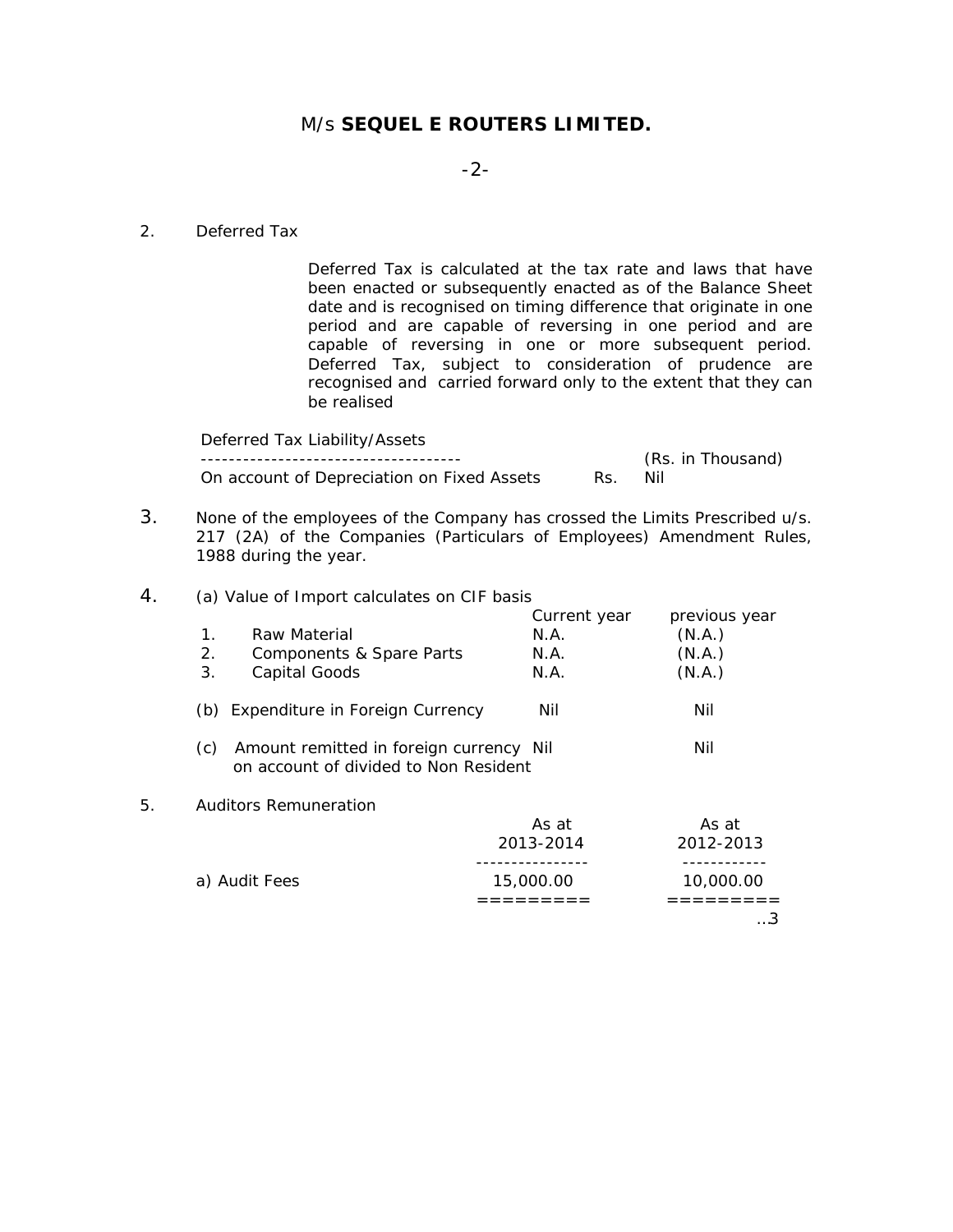# M/s **SEQUEL E ROUTERS LIMITED.**

2. Deferred Tax

Deferred Tax is calculated at the tax rate and laws that have been enacted or subsequently enacted as of the Balance Sheet date and is recognised on timing difference that originate in one period and are capable of reversing in one period and are capable of reversing in one or more subsequent period. Deferred Tax, subject to consideration of prudence are recognised and carried forward only to the extent that they can be realised

| Deferred Tax Liability/Assets | | (Rs. in Thousand) |
|---|---|---|
| On account of Depreciation on Fixed Assets | Rs. | Nil |

3. None of the employees of the Company has crossed the Limits Prescribed u/s. 217 (2A) of the Companies (Particulars of Employees) Amendment Rules, 1988 during the year.

4. (a) Value of Import calculates on CIF basis

| | Current year | previous year |
|---|---|---|
| 1. Raw Material | N.A. | (N.A.) |
| 2. Components & Spare Parts | N.A. | (N.A.) |
| 3. Capital Goods | N.A. | (N.A.) |

| | Current year | previous year |
|---|---|---|
| (b) Expenditure in Foreign Currency | Nil | Nil |
| (c) Amount remitted in foreign currency on account of divided to Non Resident | Nil | Nil |

5. Auditors Remuneration

| | As at 2013-2014 | As at 2012-2013 |
|---|---|---|
| a) Audit Fees | 15,000.00 | 10,000.00 |

..3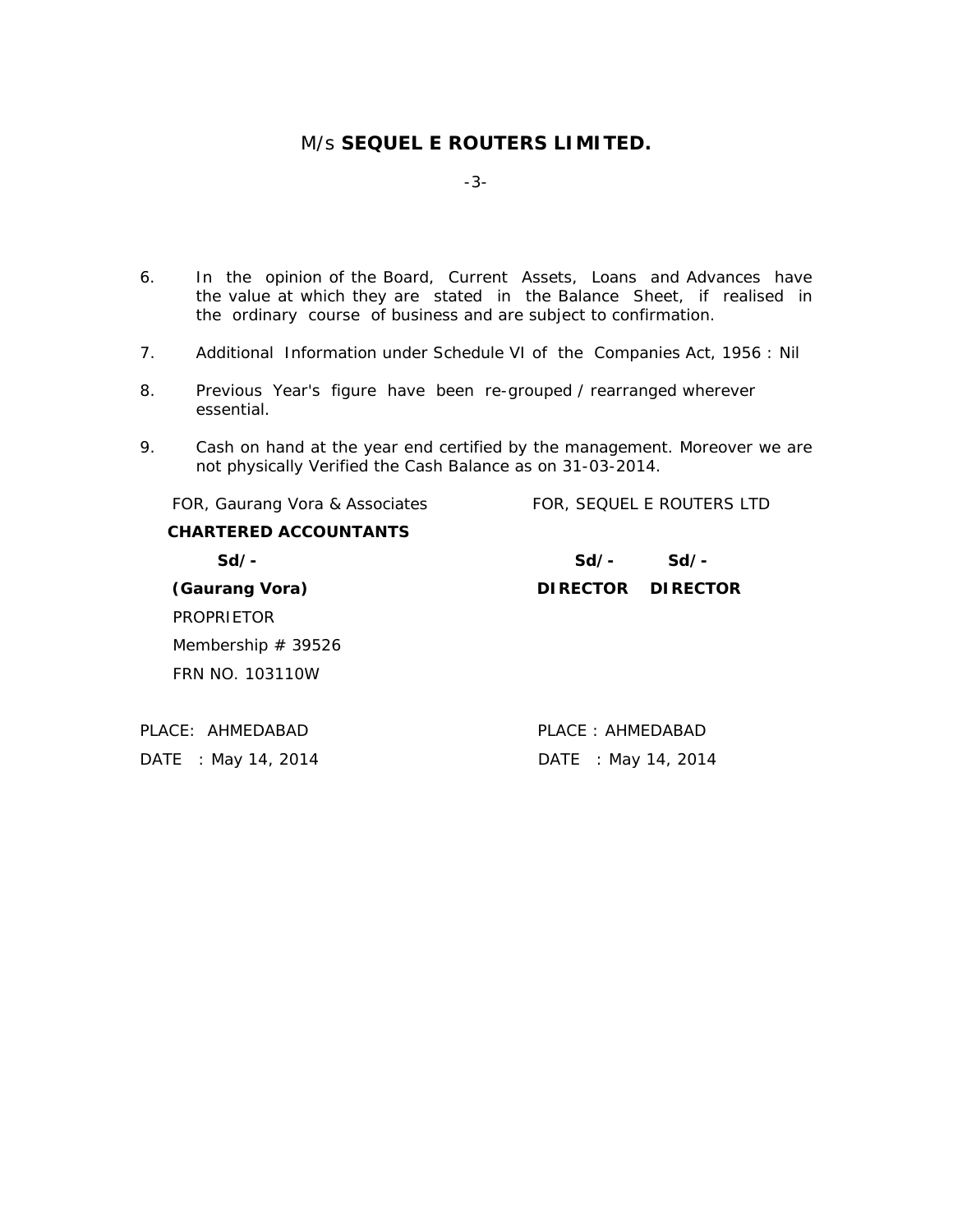# M/s **SEQUEL E ROUTERS LIMITED.**

6. In the opinion of the Board, Current Assets, Loans and Advances have the value at which they are stated in the Balance Sheet, if realised in the ordinary course of business and are subject to confirmation.

7. Additional Information under Schedule VI of the Companies Act, 1956 : Nil

8. Previous Year's figure have been re-grouped / rearranged wherever essential.

9. Cash on hand at the year end certified by the management. Moreover we are not physically Verified the Cash Balance as on 31-03-2014.

| | |
|---|---|
| FOR, Gaurang Vora & Associates | FOR, SEQUEL E ROUTERS LTD |
| **CHARTERED ACCOUNTANTS** | |
| **Sd/-** | **Sd/-** **Sd/-** |
| **(Gaurang Vora)** | **DIRECTOR** **DIRECTOR** |
| PROPRIETOR | |
| Membership # 39526 | |
| FRN NO. 103110W | |
| PLACE: AHMEDABAD | PLACE : AHMEDABAD |
| DATE : May 14, 2014 | DATE : May 14, 2014 |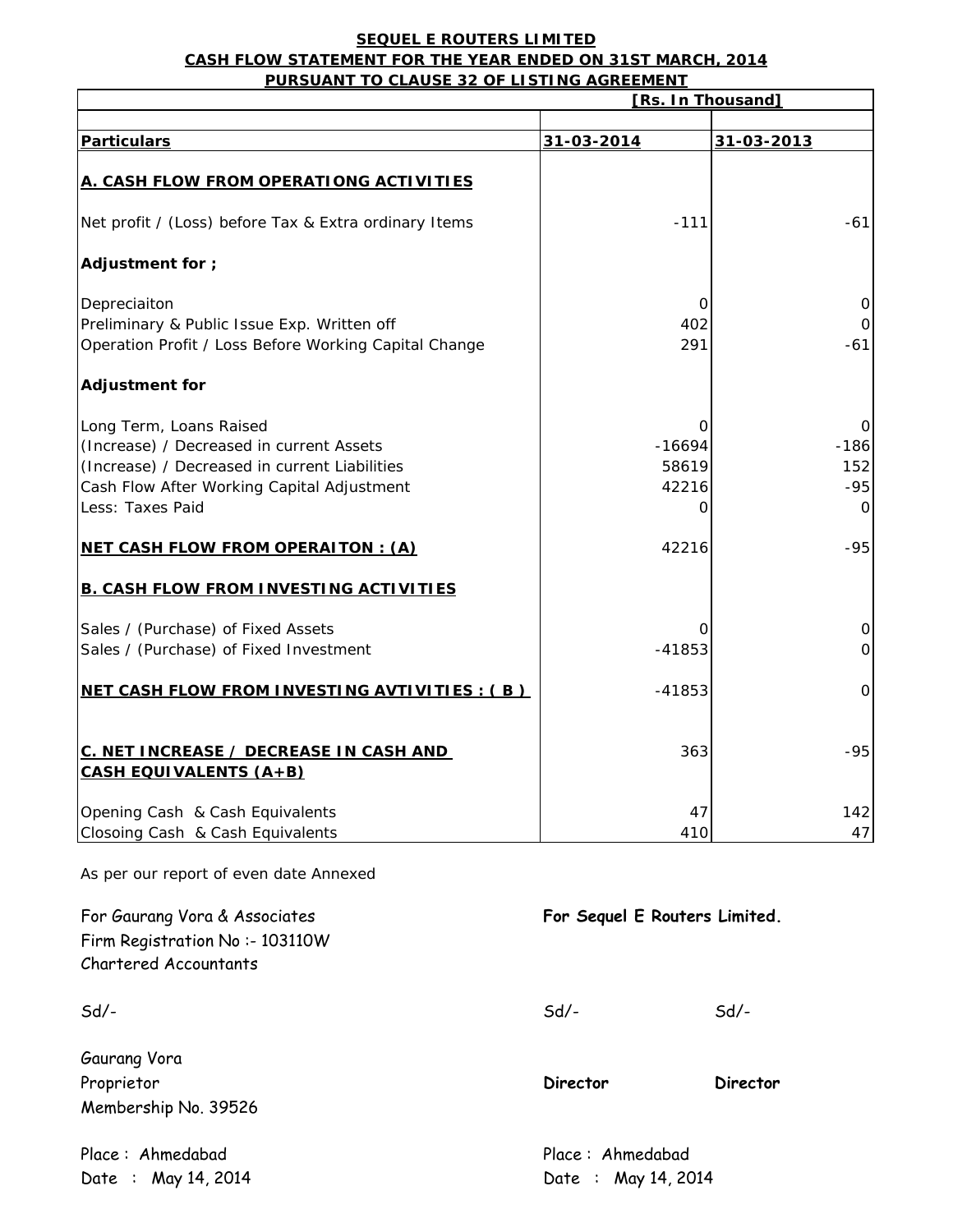**SEQUEL E ROUTERS LIMITED**
**CASH FLOW STATEMENT FOR THE YEAR ENDED ON 31ST MARCH, 2014**
**PURSUANT TO CLAUSE 32 OF LISTING AGREEMENT**

| | [Rs. In Thousand] | |
|---|---|---|
| **Particulars** | **31-03-2014** | **31-03-2013** |
| **A. CASH FLOW FROM OPERATIONG ACTIVITIES** | | |
| Net profit / (Loss) before Tax & Extra ordinary Items | -111 | -61 |
| **Adjustment for ;** | | |
| Depreciaiton | 0 | 0 |
| Preliminary & Public Issue Exp. Written off | 402 | 0 |
| Operation Profit / Loss Before Working Capital Change | 291 | -61 |
| **Adjustment for** | | |
| Long Term, Loans Raised | 0 | 0 |
| (Increase) / Decreased in current Assets | -16694 | -186 |
| (Increase) / Decreased in current Liabilities | 58619 | 152 |
| Cash Flow After Working Capital Adjustment | 42216 | -95 |
| Less: Taxes Paid | 0 | 0 |
| **NET CASH FLOW FROM OPERAITON : (A)** | 42216 | -95 |
| **B. CASH FLOW FROM INVESTING ACTIVITIES** | | |
| Sales / (Purchase) of Fixed Assets | 0 | 0 |
| Sales / (Purchase) of Fixed Investment | -41853 | 0 |
| **NET CASH FLOW FROM INVESTING AVTIVITIES : ( B )** | -41853 | 0 |
| **C. NET INCREASE / DECREASE IN CASH AND CASH EQUIVALENTS (A+B)** | 363 | -95 |
| Opening Cash & Cash Equivalents | 47 | 142 |
| Closoing Cash & Cash Equivalents | 410 | 47 |

As per our report of even date Annexed

For Gaurang Vora & Associates
Firm Registration No :- 103110W
Chartered Accountants

Sd/-

Gaurang Vora
Proprietor
Membership No. 39526

Place : Ahmedabad
Date : May 14, 2014

**For Sequel E Routers Limited.**

Sd/- Sd/-

**Director** **Director**

Place : Ahmedabad
Date : May 14, 2014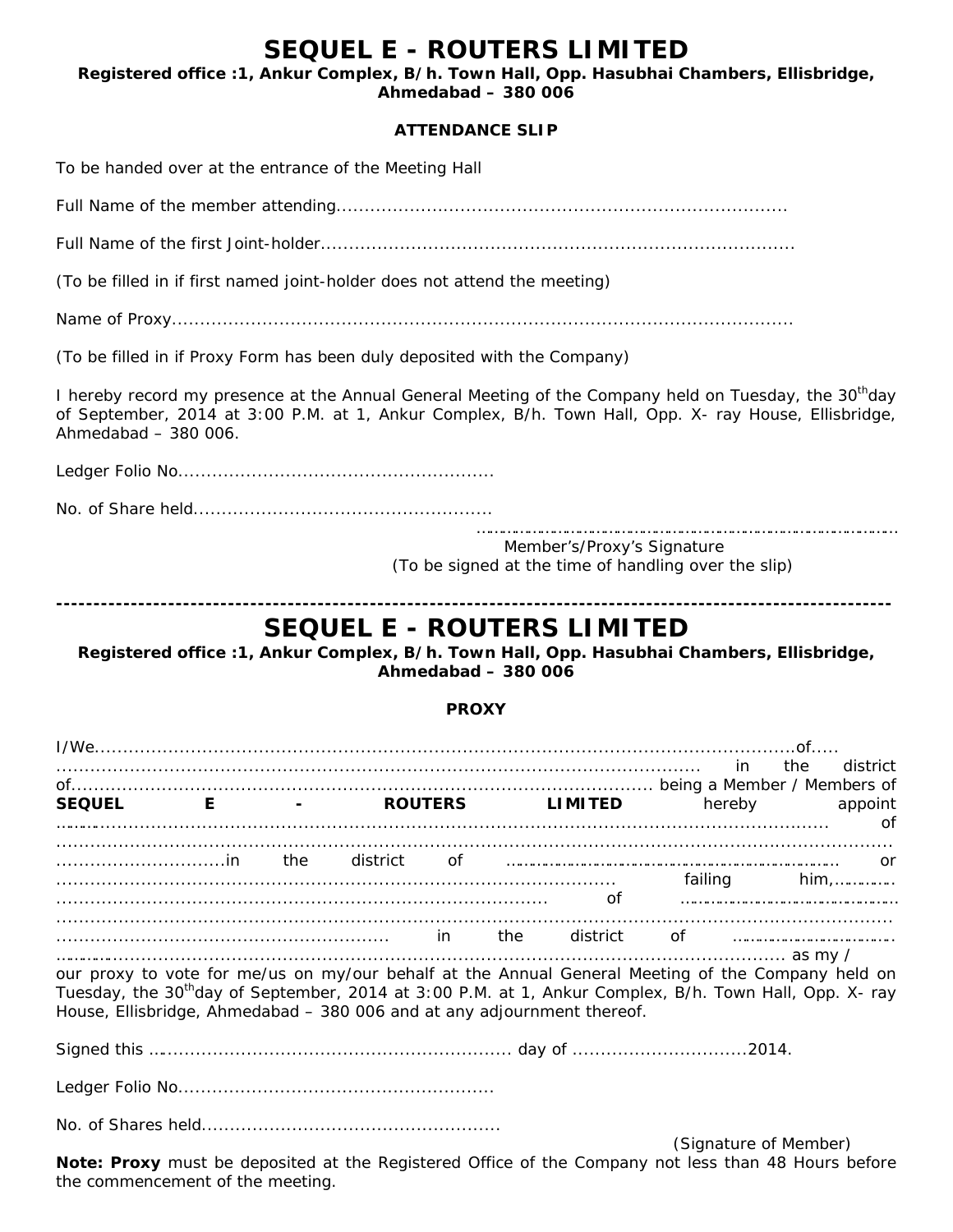# SEQUEL E - ROUTERS LIMITED

**Registered office :1, Ankur Complex, B/h. Town Hall, Opp. Hasubhai Chambers, Ellisbridge, Ahmedabad – 380 006**

**ATTENDANCE SLIP**

To be handed over at the entrance of the Meeting Hall

Full Name of the member attending................................................................................

Full Name of the first Joint-holder...................................................................................

(To be filled in if first named joint-holder does not attend the meeting)

Name of Proxy...............................................................................................................

(To be filled in if Proxy Form has been duly deposited with the Company)

I hereby record my presence at the Annual General Meeting of the Company held on Tuesday, the 30th day of September, 2014 at 3:00 P.M. at 1, Ankur Complex, B/h. Town Hall, Opp. X- ray House, Ellisbridge, Ahmedabad – 380 006.

Ledger Folio No.......................................................

No. of Share held....................................................

..........................................................................
Member's/Proxy's Signature
(To be signed at the time of handling over the slip)

---

# SEQUEL E - ROUTERS LIMITED

**Registered office :1, Ankur Complex, B/h. Town Hall, Opp. Hasubhai Chambers, Ellisbridge, Ahmedabad – 380 006**

**PROXY**

I/We.............................................................................................................................of..... ............................................................................................................ in the district of.................................................................................................... being a Member / Members of **SEQUEL E - ROUTERS LIMITED** hereby appoint .......................................................................................................................... of .............................................................................................................................................. ..............................in the district of ........................................................................ or ............................................................................................... failing him,............. ................................................................................... of ........................................... ....................................................................................................................................... ......................................................... in the district of ................................ ..................................................................................................................... as my / our proxy to vote for me/us on my/our behalf at the Annual General Meeting of the Company held on Tuesday, the 30th day of September, 2014 at 3:00 P.M. at 1, Ankur Complex, B/h. Town Hall, Opp. X- ray House, Ellisbridge, Ahmedabad – 380 006 and at any adjournment thereof.

Signed this ................................................................ day of ..............................2014.

Ledger Folio No.......................................................

No. of Shares held....................................................

(Signature of Member)

**Note: Proxy** must be deposited at the Registered Office of the Company not less than 48 Hours before the commencement of the meeting.